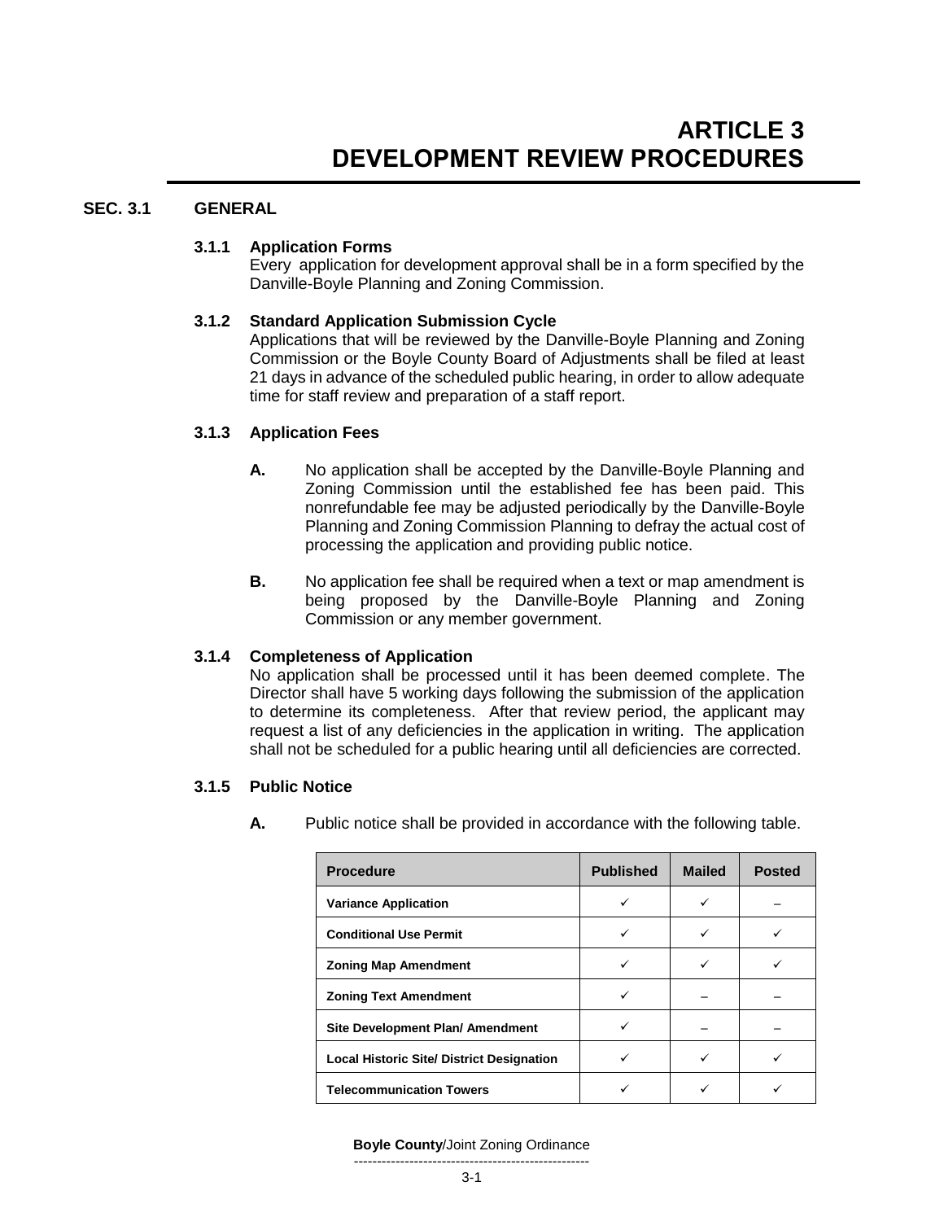# ARTICLE 3
# DEVELOPMENT REVIEW PROCEDURES

## SEC. 3.1 GENERAL

### 3.1.1 Application Forms

Every application for development approval shall be in a form specified by the Danville-Boyle Planning and Zoning Commission.

### 3.1.2 Standard Application Submission Cycle

Applications that will be reviewed by the Danville-Boyle Planning and Zoning Commission or the Boyle County Board of Adjustments shall be filed at least 21 days in advance of the scheduled public hearing, in order to allow adequate time for staff review and preparation of a staff report.

### 3.1.3 Application Fees

**A.** No application shall be accepted by the Danville-Boyle Planning and Zoning Commission until the established fee has been paid. This nonrefundable fee may be adjusted periodically by the Danville-Boyle Planning and Zoning Commission Planning to defray the actual cost of processing the application and providing public notice.

**B.** No application fee shall be required when a text or map amendment is being proposed by the Danville-Boyle Planning and Zoning Commission or any member government.

### 3.1.4 Completeness of Application

No application shall be processed until it has been deemed complete. The Director shall have 5 working days following the submission of the application to determine its completeness. After that review period, the applicant may request a list of any deficiencies in the application in writing. The application shall not be scheduled for a public hearing until all deficiencies are corrected.

### 3.1.5 Public Notice

**A.** Public notice shall be provided in accordance with the following table.

| Procedure | Published | Mailed | Posted |
|---|---|---|---|
| **Variance Application** | ✓ | ✓ | – |
| **Conditional Use Permit** | ✓ | ✓ | ✓ |
| **Zoning Map Amendment** | ✓ | ✓ | ✓ |
| **Zoning Text Amendment** | ✓ | – | – |
| **Site Development Plan/ Amendment** | ✓ | – | – |
| **Local Historic Site/ District Designation** | ✓ | ✓ | ✓ |
| **Telecommunication Towers** | ✓ | ✓ | ✓ |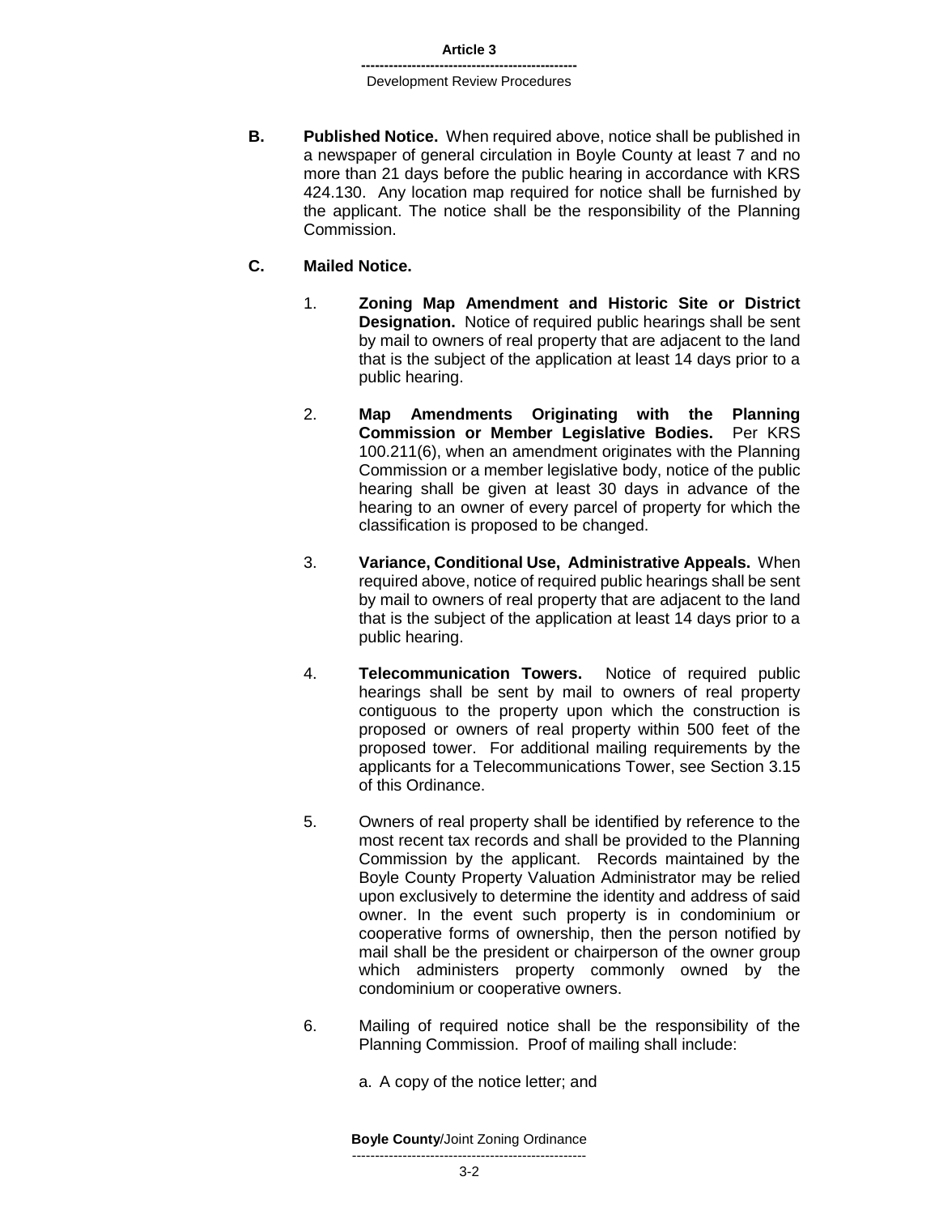**B. Published Notice.** When required above, notice shall be published in a newspaper of general circulation in Boyle County at least 7 and no more than 21 days before the public hearing in accordance with KRS 424.130. Any location map required for notice shall be furnished by the applicant. The notice shall be the responsibility of the Planning Commission.

**C. Mailed Notice.**

1. **Zoning Map Amendment and Historic Site or District Designation.** Notice of required public hearings shall be sent by mail to owners of real property that are adjacent to the land that is the subject of the application at least 14 days prior to a public hearing.

2. **Map Amendments Originating with the Planning Commission or Member Legislative Bodies.** Per KRS 100.211(6), when an amendment originates with the Planning Commission or a member legislative body, notice of the public hearing shall be given at least 30 days in advance of the hearing to an owner of every parcel of property for which the classification is proposed to be changed.

3. **Variance, Conditional Use, Administrative Appeals.** When required above, notice of required public hearings shall be sent by mail to owners of real property that are adjacent to the land that is the subject of the application at least 14 days prior to a public hearing.

4. **Telecommunication Towers.** Notice of required public hearings shall be sent by mail to owners of real property contiguous to the property upon which the construction is proposed or owners of real property within 500 feet of the proposed tower. For additional mailing requirements by the applicants for a Telecommunications Tower, see Section 3.15 of this Ordinance.

5. Owners of real property shall be identified by reference to the most recent tax records and shall be provided to the Planning Commission by the applicant. Records maintained by the Boyle County Property Valuation Administrator may be relied upon exclusively to determine the identity and address of said owner. In the event such property is in condominium or cooperative forms of ownership, then the person notified by mail shall be the president or chairperson of the owner group which administers property commonly owned by the condominium or cooperative owners.

6. Mailing of required notice shall be the responsibility of the Planning Commission. Proof of mailing shall include:

   a. A copy of the notice letter; and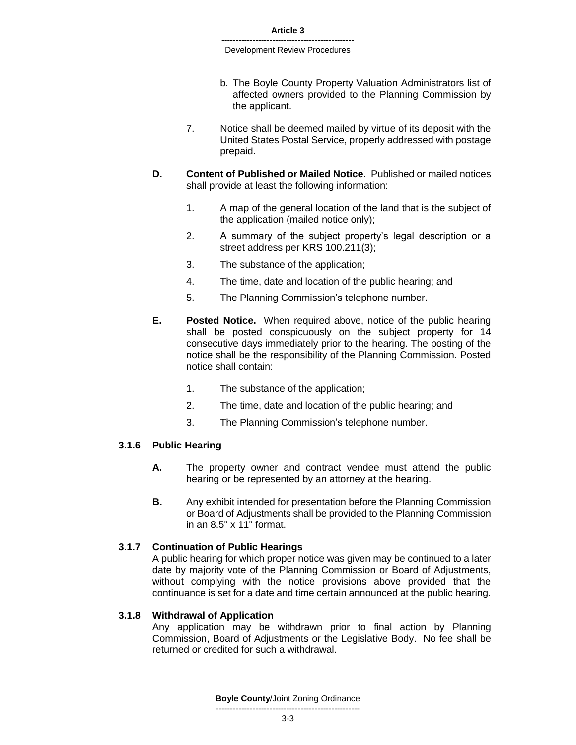b. The Boyle County Property Valuation Administrators list of affected owners provided to the Planning Commission by the applicant.

7. Notice shall be deemed mailed by virtue of its deposit with the United States Postal Service, properly addressed with postage prepaid.

**D. Content of Published or Mailed Notice.** Published or mailed notices shall provide at least the following information:

1. A map of the general location of the land that is the subject of the application (mailed notice only);
2. A summary of the subject property's legal description or a street address per KRS 100.211(3);
3. The substance of the application;
4. The time, date and location of the public hearing; and
5. The Planning Commission's telephone number.

**E. Posted Notice.** When required above, notice of the public hearing shall be posted conspicuously on the subject property for 14 consecutive days immediately prior to the hearing. The posting of the notice shall be the responsibility of the Planning Commission. Posted notice shall contain:

1. The substance of the application;
2. The time, date and location of the public hearing; and
3. The Planning Commission's telephone number.

### 3.1.6 Public Hearing

**A.** The property owner and contract vendee must attend the public hearing or be represented by an attorney at the hearing.

**B.** Any exhibit intended for presentation before the Planning Commission or Board of Adjustments shall be provided to the Planning Commission in an 8.5" x 11" format.

### 3.1.7 Continuation of Public Hearings

A public hearing for which proper notice was given may be continued to a later date by majority vote of the Planning Commission or Board of Adjustments, without complying with the notice provisions above provided that the continuance is set for a date and time certain announced at the public hearing.

### 3.1.8 Withdrawal of Application

Any application may be withdrawn prior to final action by Planning Commission, Board of Adjustments or the Legislative Body. No fee shall be returned or credited for such a withdrawal.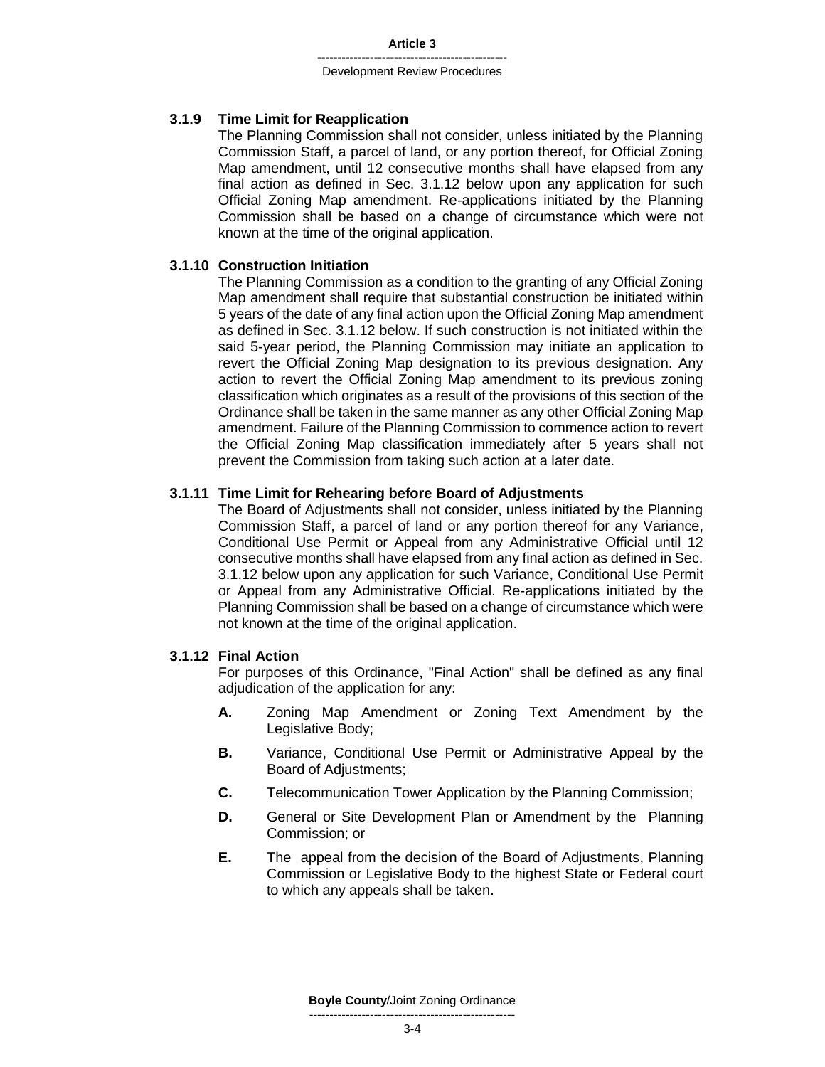### 3.1.9 Time Limit for Reapplication

The Planning Commission shall not consider, unless initiated by the Planning Commission Staff, a parcel of land, or any portion thereof, for Official Zoning Map amendment, until 12 consecutive months shall have elapsed from any final action as defined in Sec. 3.1.12 below upon any application for such Official Zoning Map amendment. Re-applications initiated by the Planning Commission shall be based on a change of circumstance which were not known at the time of the original application.

### 3.1.10 Construction Initiation

The Planning Commission as a condition to the granting of any Official Zoning Map amendment shall require that substantial construction be initiated within 5 years of the date of any final action upon the Official Zoning Map amendment as defined in Sec. 3.1.12 below. If such construction is not initiated within the said 5-year period, the Planning Commission may initiate an application to revert the Official Zoning Map designation to its previous designation. Any action to revert the Official Zoning Map amendment to its previous zoning classification which originates as a result of the provisions of this section of the Ordinance shall be taken in the same manner as any other Official Zoning Map amendment. Failure of the Planning Commission to commence action to revert the Official Zoning Map classification immediately after 5 years shall not prevent the Commission from taking such action at a later date.

### 3.1.11 Time Limit for Rehearing before Board of Adjustments

The Board of Adjustments shall not consider, unless initiated by the Planning Commission Staff, a parcel of land or any portion thereof for any Variance, Conditional Use Permit or Appeal from any Administrative Official until 12 consecutive months shall have elapsed from any final action as defined in Sec. 3.1.12 below upon any application for such Variance, Conditional Use Permit or Appeal from any Administrative Official. Re-applications initiated by the Planning Commission shall be based on a change of circumstance which were not known at the time of the original application.

### 3.1.12 Final Action

For purposes of this Ordinance, "Final Action" shall be defined as any final adjudication of the application for any:

- **A.** Zoning Map Amendment or Zoning Text Amendment by the Legislative Body;
- **B.** Variance, Conditional Use Permit or Administrative Appeal by the Board of Adjustments;
- **C.** Telecommunication Tower Application by the Planning Commission;
- **D.** General or Site Development Plan or Amendment by the Planning Commission; or
- **E.** The appeal from the decision of the Board of Adjustments, Planning Commission or Legislative Body to the highest State or Federal court to which any appeals shall be taken.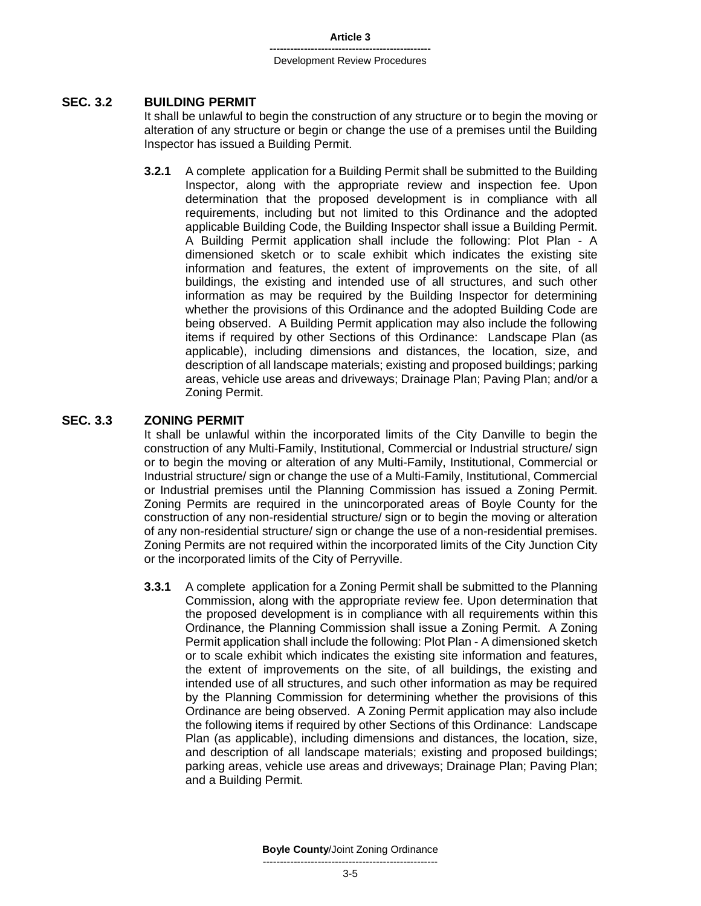## SEC. 3.2 BUILDING PERMIT

It shall be unlawful to begin the construction of any structure or to begin the moving or alteration of any structure or begin or change the use of a premises until the Building Inspector has issued a Building Permit.

**3.2.1** A complete application for a Building Permit shall be submitted to the Building Inspector, along with the appropriate review and inspection fee. Upon determination that the proposed development is in compliance with all requirements, including but not limited to this Ordinance and the adopted applicable Building Code, the Building Inspector shall issue a Building Permit. A Building Permit application shall include the following: Plot Plan - A dimensioned sketch or to scale exhibit which indicates the existing site information and features, the extent of improvements on the site, of all buildings, the existing and intended use of all structures, and such other information as may be required by the Building Inspector for determining whether the provisions of this Ordinance and the adopted Building Code are being observed. A Building Permit application may also include the following items if required by other Sections of this Ordinance: Landscape Plan (as applicable), including dimensions and distances, the location, size, and description of all landscape materials; existing and proposed buildings; parking areas, vehicle use areas and driveways; Drainage Plan; Paving Plan; and/or a Zoning Permit.

## SEC. 3.3 ZONING PERMIT

It shall be unlawful within the incorporated limits of the City Danville to begin the construction of any Multi-Family, Institutional, Commercial or Industrial structure/ sign or to begin the moving or alteration of any Multi-Family, Institutional, Commercial or Industrial structure/ sign or change the use of a Multi-Family, Institutional, Commercial or Industrial premises until the Planning Commission has issued a Zoning Permit. Zoning Permits are required in the unincorporated areas of Boyle County for the construction of any non-residential structure/ sign or to begin the moving or alteration of any non-residential structure/ sign or change the use of a non-residential premises. Zoning Permits are not required within the incorporated limits of the City Junction City or the incorporated limits of the City of Perryville.

**3.3.1** A complete application for a Zoning Permit shall be submitted to the Planning Commission, along with the appropriate review fee. Upon determination that the proposed development is in compliance with all requirements within this Ordinance, the Planning Commission shall issue a Zoning Permit. A Zoning Permit application shall include the following: Plot Plan - A dimensioned sketch or to scale exhibit which indicates the existing site information and features, the extent of improvements on the site, of all buildings, the existing and intended use of all structures, and such other information as may be required by the Planning Commission for determining whether the provisions of this Ordinance are being observed. A Zoning Permit application may also include the following items if required by other Sections of this Ordinance: Landscape Plan (as applicable), including dimensions and distances, the location, size, and description of all landscape materials; existing and proposed buildings; parking areas, vehicle use areas and driveways; Drainage Plan; Paving Plan; and a Building Permit.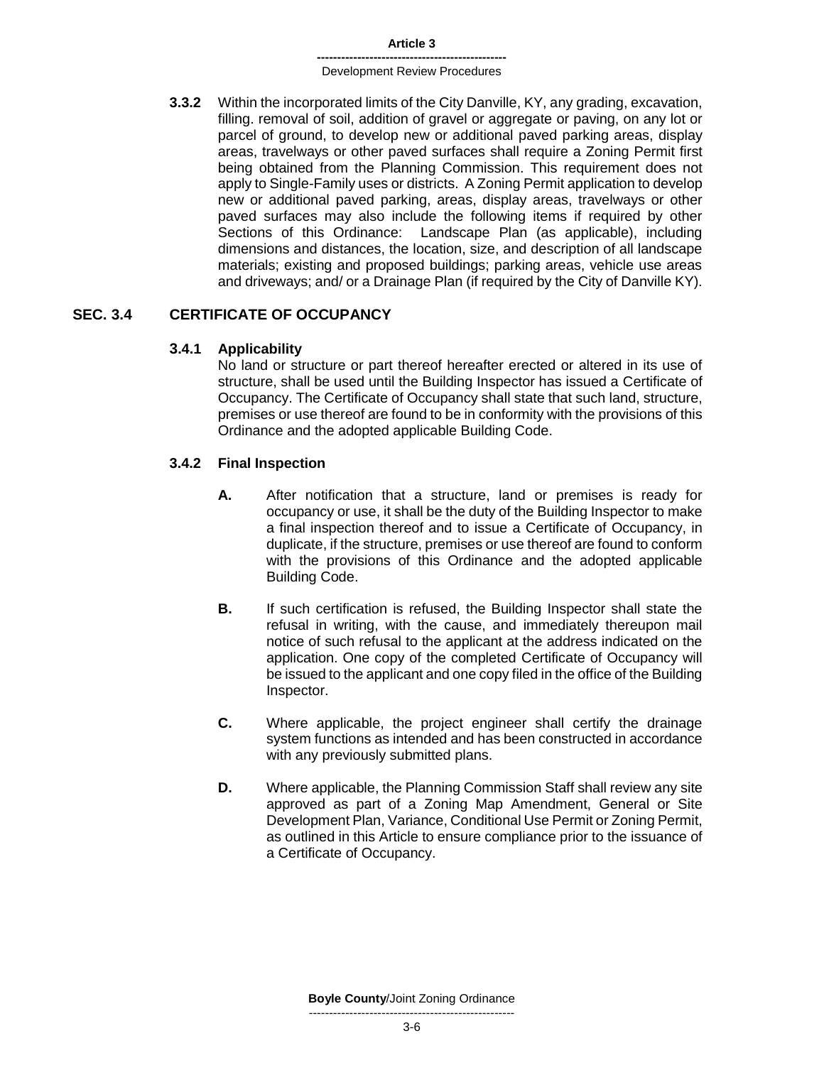**3.3.2** Within the incorporated limits of the City Danville, KY, any grading, excavation, filling. removal of soil, addition of gravel or aggregate or paving, on any lot or parcel of ground, to develop new or additional paved parking areas, display areas, travelways or other paved surfaces shall require a Zoning Permit first being obtained from the Planning Commission. This requirement does not apply to Single-Family uses or districts. A Zoning Permit application to develop new or additional paved parking, areas, display areas, travelways or other paved surfaces may also include the following items if required by other Sections of this Ordinance: Landscape Plan (as applicable), including dimensions and distances, the location, size, and description of all landscape materials; existing and proposed buildings; parking areas, vehicle use areas and driveways; and/ or a Drainage Plan (if required by the City of Danville KY).

## SEC. 3.4 CERTIFICATE OF OCCUPANCY

### 3.4.1 Applicability

No land or structure or part thereof hereafter erected or altered in its use of structure, shall be used until the Building Inspector has issued a Certificate of Occupancy. The Certificate of Occupancy shall state that such land, structure, premises or use thereof are found to be in conformity with the provisions of this Ordinance and the adopted applicable Building Code.

### 3.4.2 Final Inspection

**A.** After notification that a structure, land or premises is ready for occupancy or use, it shall be the duty of the Building Inspector to make a final inspection thereof and to issue a Certificate of Occupancy, in duplicate, if the structure, premises or use thereof are found to conform with the provisions of this Ordinance and the adopted applicable Building Code.

**B.** If such certification is refused, the Building Inspector shall state the refusal in writing, with the cause, and immediately thereupon mail notice of such refusal to the applicant at the address indicated on the application. One copy of the completed Certificate of Occupancy will be issued to the applicant and one copy filed in the office of the Building Inspector.

**C.** Where applicable, the project engineer shall certify the drainage system functions as intended and has been constructed in accordance with any previously submitted plans.

**D.** Where applicable, the Planning Commission Staff shall review any site approved as part of a Zoning Map Amendment, General or Site Development Plan, Variance, Conditional Use Permit or Zoning Permit, as outlined in this Article to ensure compliance prior to the issuance of a Certificate of Occupancy.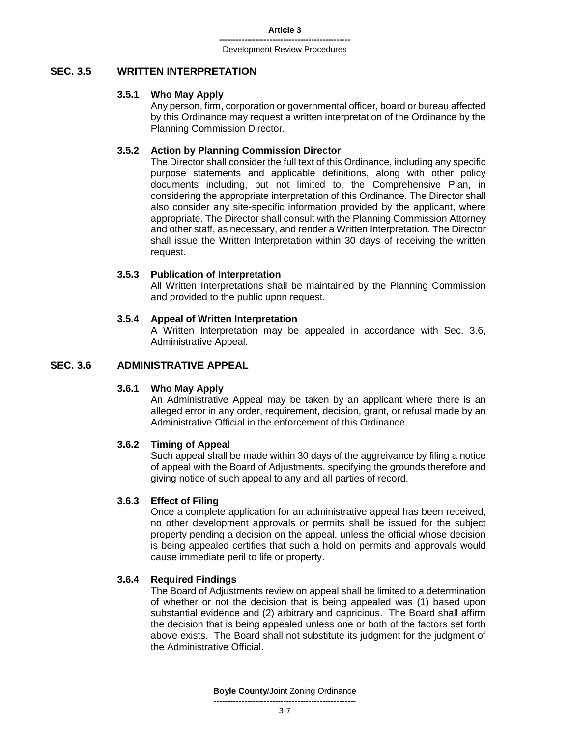## SEC. 3.5 WRITTEN INTERPRETATION

### 3.5.1 Who May Apply

Any person, firm, corporation or governmental officer, board or bureau affected by this Ordinance may request a written interpretation of the Ordinance by the Planning Commission Director.

### 3.5.2 Action by Planning Commission Director

The Director shall consider the full text of this Ordinance, including any specific purpose statements and applicable definitions, along with other policy documents including, but not limited to, the Comprehensive Plan, in considering the appropriate interpretation of this Ordinance. The Director shall also consider any site-specific information provided by the applicant, where appropriate. The Director shall consult with the Planning Commission Attorney and other staff, as necessary, and render a Written Interpretation. The Director shall issue the Written Interpretation within 30 days of receiving the written request.

### 3.5.3 Publication of Interpretation

All Written Interpretations shall be maintained by the Planning Commission and provided to the public upon request.

### 3.5.4 Appeal of Written Interpretation

A Written Interpretation may be appealed in accordance with Sec. 3.6, Administrative Appeal.

## SEC. 3.6 ADMINISTRATIVE APPEAL

### 3.6.1 Who May Apply

An Administrative Appeal may be taken by an applicant where there is an alleged error in any order, requirement, decision, grant, or refusal made by an Administrative Official in the enforcement of this Ordinance.

### 3.6.2 Timing of Appeal

Such appeal shall be made within 30 days of the aggreivance by filing a notice of appeal with the Board of Adjustments, specifying the grounds therefore and giving notice of such appeal to any and all parties of record.

### 3.6.3 Effect of Filing

Once a complete application for an administrative appeal has been received, no other development approvals or permits shall be issued for the subject property pending a decision on the appeal, unless the official whose decision is being appealed certifies that such a hold on permits and approvals would cause immediate peril to life or property.

### 3.6.4 Required Findings

The Board of Adjustments review on appeal shall be limited to a determination of whether or not the decision that is being appealed was (1) based upon substantial evidence and (2) arbitrary and capricious. The Board shall affirm the decision that is being appealed unless one or both of the factors set forth above exists. The Board shall not substitute its judgment for the judgment of the Administrative Official.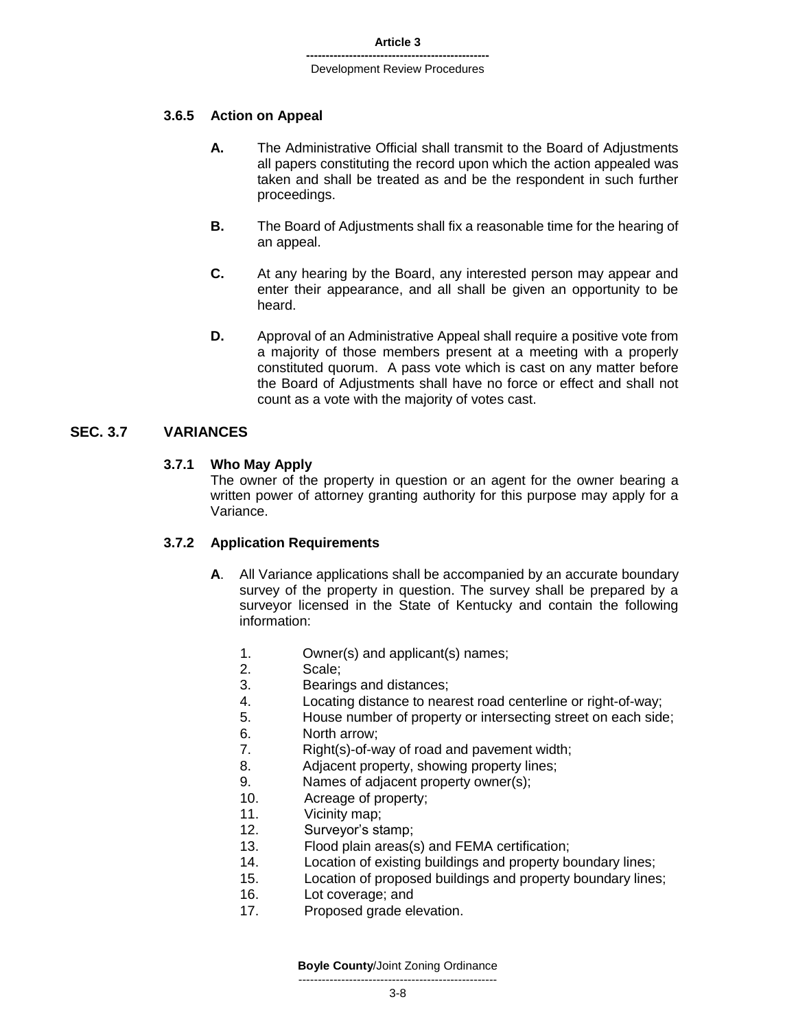#### 3.6.5 Action on Appeal

**A.** The Administrative Official shall transmit to the Board of Adjustments all papers constituting the record upon which the action appealed was taken and shall be treated as and be the respondent in such further proceedings.

**B.** The Board of Adjustments shall fix a reasonable time for the hearing of an appeal.

**C.** At any hearing by the Board, any interested person may appear and enter their appearance, and all shall be given an opportunity to be heard.

**D.** Approval of an Administrative Appeal shall require a positive vote from a majority of those members present at a meeting with a properly constituted quorum. A pass vote which is cast on any matter before the Board of Adjustments shall have no force or effect and shall not count as a vote with the majority of votes cast.

## SEC. 3.7 VARIANCES

#### 3.7.1 Who May Apply

The owner of the property in question or an agent for the owner bearing a written power of attorney granting authority for this purpose may apply for a Variance.

#### 3.7.2 Application Requirements

**A**. All Variance applications shall be accompanied by an accurate boundary survey of the property in question. The survey shall be prepared by a surveyor licensed in the State of Kentucky and contain the following information:

1. Owner(s) and applicant(s) names;
2. Scale;
3. Bearings and distances;
4. Locating distance to nearest road centerline or right-of-way;
5. House number of property or intersecting street on each side;
6. North arrow;
7. Right(s)-of-way of road and pavement width;
8. Adjacent property, showing property lines;
9. Names of adjacent property owner(s);
10. Acreage of property;
11. Vicinity map;
12. Surveyor's stamp;
13. Flood plain areas(s) and FEMA certification;
14. Location of existing buildings and property boundary lines;
15. Location of proposed buildings and property boundary lines;
16. Lot coverage; and
17. Proposed grade elevation.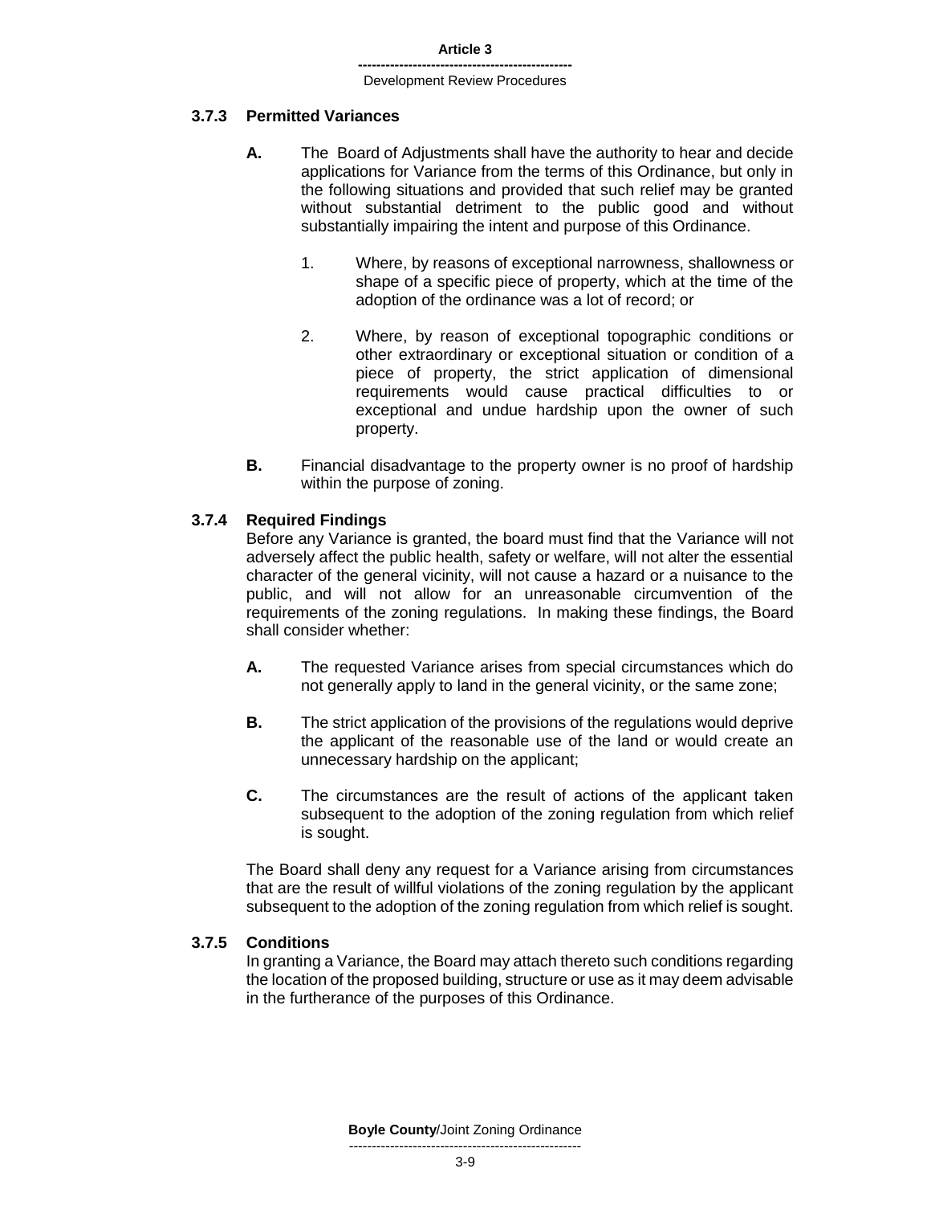### 3.7.3 Permitted Variances

**A.** The Board of Adjustments shall have the authority to hear and decide applications for Variance from the terms of this Ordinance, but only in the following situations and provided that such relief may be granted without substantial detriment to the public good and without substantially impairing the intent and purpose of this Ordinance.

1. Where, by reasons of exceptional narrowness, shallowness or shape of a specific piece of property, which at the time of the adoption of the ordinance was a lot of record; or

2. Where, by reason of exceptional topographic conditions or other extraordinary or exceptional situation or condition of a piece of property, the strict application of dimensional requirements would cause practical difficulties to or exceptional and undue hardship upon the owner of such property.

**B.** Financial disadvantage to the property owner is no proof of hardship within the purpose of zoning.

### 3.7.4 Required Findings

Before any Variance is granted, the board must find that the Variance will not adversely affect the public health, safety or welfare, will not alter the essential character of the general vicinity, will not cause a hazard or a nuisance to the public, and will not allow for an unreasonable circumvention of the requirements of the zoning regulations. In making these findings, the Board shall consider whether:

**A.** The requested Variance arises from special circumstances which do not generally apply to land in the general vicinity, or the same zone;

**B.** The strict application of the provisions of the regulations would deprive the applicant of the reasonable use of the land or would create an unnecessary hardship on the applicant;

**C.** The circumstances are the result of actions of the applicant taken subsequent to the adoption of the zoning regulation from which relief is sought.

The Board shall deny any request for a Variance arising from circumstances that are the result of willful violations of the zoning regulation by the applicant subsequent to the adoption of the zoning regulation from which relief is sought.

### 3.7.5 Conditions

In granting a Variance, the Board may attach thereto such conditions regarding the location of the proposed building, structure or use as it may deem advisable in the furtherance of the purposes of this Ordinance.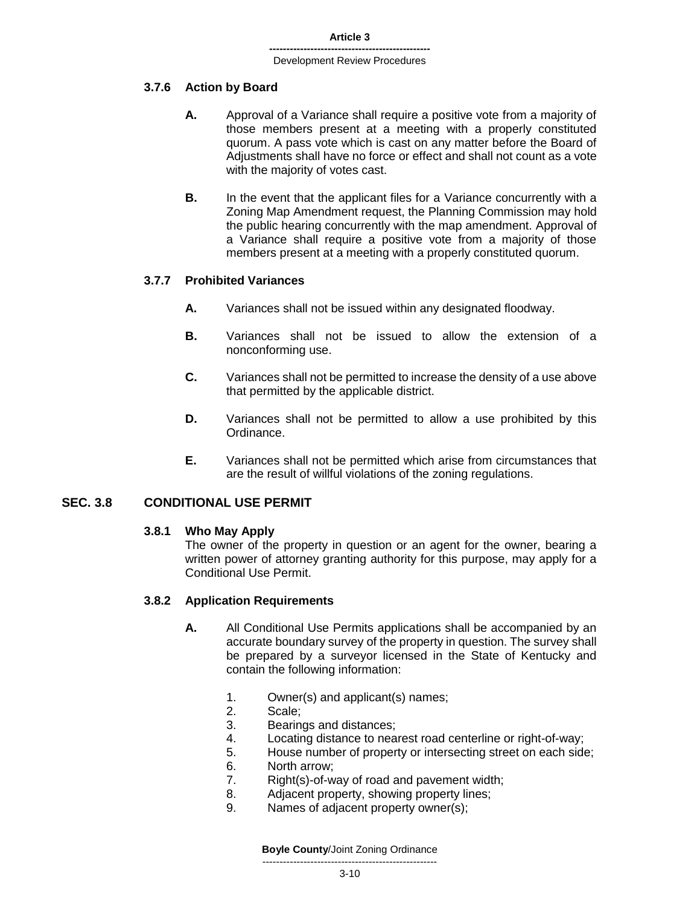#### 3.7.6 Action by Board

**A.** Approval of a Variance shall require a positive vote from a majority of those members present at a meeting with a properly constituted quorum. A pass vote which is cast on any matter before the Board of Adjustments shall have no force or effect and shall not count as a vote with the majority of votes cast.

**B.** In the event that the applicant files for a Variance concurrently with a Zoning Map Amendment request, the Planning Commission may hold the public hearing concurrently with the map amendment. Approval of a Variance shall require a positive vote from a majority of those members present at a meeting with a properly constituted quorum.

#### 3.7.7 Prohibited Variances

**A.** Variances shall not be issued within any designated floodway.

**B.** Variances shall not be issued to allow the extension of a nonconforming use.

**C.** Variances shall not be permitted to increase the density of a use above that permitted by the applicable district.

**D.** Variances shall not be permitted to allow a use prohibited by this Ordinance.

**E.** Variances shall not be permitted which arise from circumstances that are the result of willful violations of the zoning regulations.

### SEC. 3.8 CONDITIONAL USE PERMIT

#### 3.8.1 Who May Apply

The owner of the property in question or an agent for the owner, bearing a written power of attorney granting authority for this purpose, may apply for a Conditional Use Permit.

#### 3.8.2 Application Requirements

**A.** All Conditional Use Permits applications shall be accompanied by an accurate boundary survey of the property in question. The survey shall be prepared by a surveyor licensed in the State of Kentucky and contain the following information:

1. Owner(s) and applicant(s) names;
2. Scale;
3. Bearings and distances;
4. Locating distance to nearest road centerline or right-of-way;
5. House number of property or intersecting street on each side;
6. North arrow;
7. Right(s)-of-way of road and pavement width;
8. Adjacent property, showing property lines;
9. Names of adjacent property owner(s);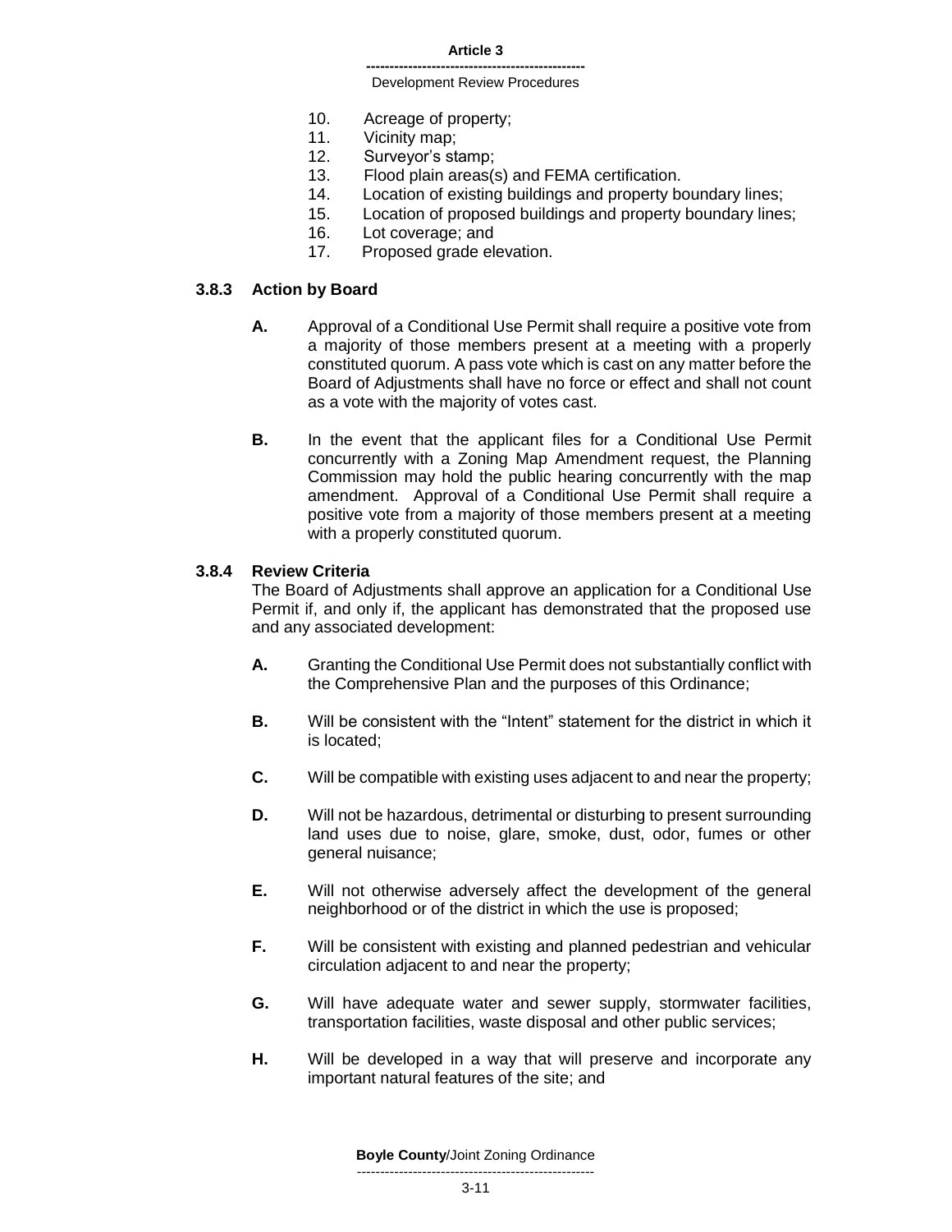10. Acreage of property;
11. Vicinity map;
12. Surveyor's stamp;
13. Flood plain areas(s) and FEMA certification.
14. Location of existing buildings and property boundary lines;
15. Location of proposed buildings and property boundary lines;
16. Lot coverage; and
17. Proposed grade elevation.

### 3.8.3 Action by Board

**A.** Approval of a Conditional Use Permit shall require a positive vote from a majority of those members present at a meeting with a properly constituted quorum. A pass vote which is cast on any matter before the Board of Adjustments shall have no force or effect and shall not count as a vote with the majority of votes cast.

**B.** In the event that the applicant files for a Conditional Use Permit concurrently with a Zoning Map Amendment request, the Planning Commission may hold the public hearing concurrently with the map amendment. Approval of a Conditional Use Permit shall require a positive vote from a majority of those members present at a meeting with a properly constituted quorum.

### 3.8.4 Review Criteria

The Board of Adjustments shall approve an application for a Conditional Use Permit if, and only if, the applicant has demonstrated that the proposed use and any associated development:

**A.** Granting the Conditional Use Permit does not substantially conflict with the Comprehensive Plan and the purposes of this Ordinance;

**B.** Will be consistent with the "Intent" statement for the district in which it is located;

**C.** Will be compatible with existing uses adjacent to and near the property;

**D.** Will not be hazardous, detrimental or disturbing to present surrounding land uses due to noise, glare, smoke, dust, odor, fumes or other general nuisance;

**E.** Will not otherwise adversely affect the development of the general neighborhood or of the district in which the use is proposed;

**F.** Will be consistent with existing and planned pedestrian and vehicular circulation adjacent to and near the property;

**G.** Will have adequate water and sewer supply, stormwater facilities, transportation facilities, waste disposal and other public services;

**H.** Will be developed in a way that will preserve and incorporate any important natural features of the site; and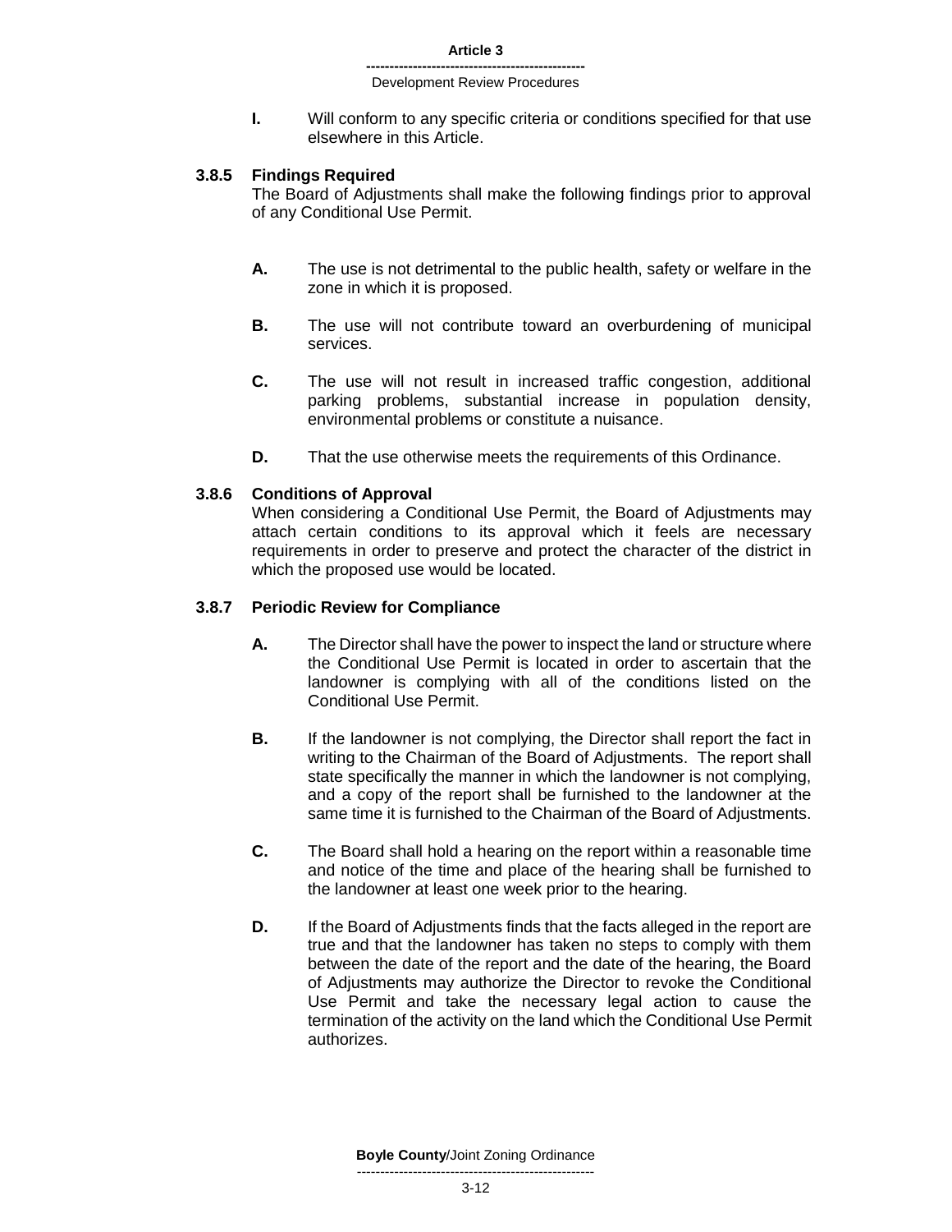**I.** Will conform to any specific criteria or conditions specified for that use elsewhere in this Article.

### 3.8.5 Findings Required

The Board of Adjustments shall make the following findings prior to approval of any Conditional Use Permit.

**A.** The use is not detrimental to the public health, safety or welfare in the zone in which it is proposed.

**B.** The use will not contribute toward an overburdening of municipal services.

**C.** The use will not result in increased traffic congestion, additional parking problems, substantial increase in population density, environmental problems or constitute a nuisance.

**D.** That the use otherwise meets the requirements of this Ordinance.

### 3.8.6 Conditions of Approval

When considering a Conditional Use Permit, the Board of Adjustments may attach certain conditions to its approval which it feels are necessary requirements in order to preserve and protect the character of the district in which the proposed use would be located.

### 3.8.7 Periodic Review for Compliance

**A.** The Director shall have the power to inspect the land or structure where the Conditional Use Permit is located in order to ascertain that the landowner is complying with all of the conditions listed on the Conditional Use Permit.

**B.** If the landowner is not complying, the Director shall report the fact in writing to the Chairman of the Board of Adjustments. The report shall state specifically the manner in which the landowner is not complying, and a copy of the report shall be furnished to the landowner at the same time it is furnished to the Chairman of the Board of Adjustments.

**C.** The Board shall hold a hearing on the report within a reasonable time and notice of the time and place of the hearing shall be furnished to the landowner at least one week prior to the hearing.

**D.** If the Board of Adjustments finds that the facts alleged in the report are true and that the landowner has taken no steps to comply with them between the date of the report and the date of the hearing, the Board of Adjustments may authorize the Director to revoke the Conditional Use Permit and take the necessary legal action to cause the termination of the activity on the land which the Conditional Use Permit authorizes.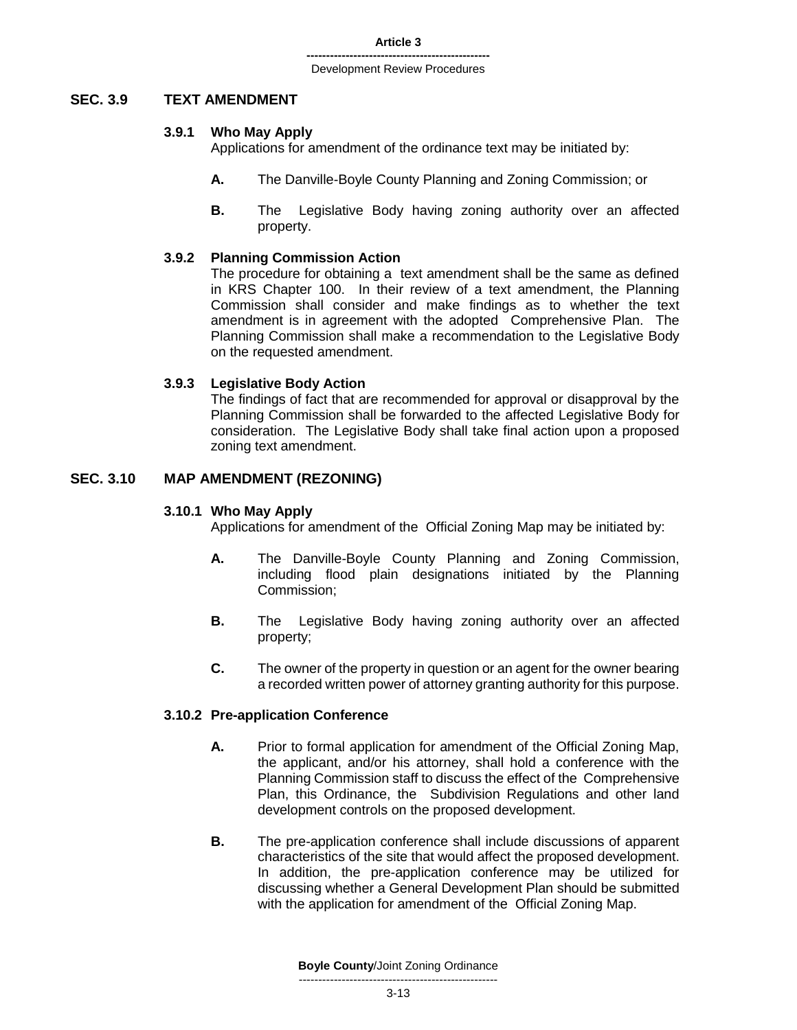## SEC. 3.9 TEXT AMENDMENT

### 3.9.1 Who May Apply

Applications for amendment of the ordinance text may be initiated by:

**A.** The Danville-Boyle County Planning and Zoning Commission; or

**B.** The Legislative Body having zoning authority over an affected property.

### 3.9.2 Planning Commission Action

The procedure for obtaining a text amendment shall be the same as defined in KRS Chapter 100. In their review of a text amendment, the Planning Commission shall consider and make findings as to whether the text amendment is in agreement with the adopted Comprehensive Plan. The Planning Commission shall make a recommendation to the Legislative Body on the requested amendment.

### 3.9.3 Legislative Body Action

The findings of fact that are recommended for approval or disapproval by the Planning Commission shall be forwarded to the affected Legislative Body for consideration. The Legislative Body shall take final action upon a proposed zoning text amendment.

## SEC. 3.10 MAP AMENDMENT (REZONING)

### 3.10.1 Who May Apply

Applications for amendment of the Official Zoning Map may be initiated by:

**A.** The Danville-Boyle County Planning and Zoning Commission, including flood plain designations initiated by the Planning Commission;

**B.** The Legislative Body having zoning authority over an affected property;

**C.** The owner of the property in question or an agent for the owner bearing a recorded written power of attorney granting authority for this purpose.

### 3.10.2 Pre-application Conference

**A.** Prior to formal application for amendment of the Official Zoning Map, the applicant, and/or his attorney, shall hold a conference with the Planning Commission staff to discuss the effect of the Comprehensive Plan, this Ordinance, the Subdivision Regulations and other land development controls on the proposed development.

**B.** The pre-application conference shall include discussions of apparent characteristics of the site that would affect the proposed development. In addition, the pre-application conference may be utilized for discussing whether a General Development Plan should be submitted with the application for amendment of the Official Zoning Map.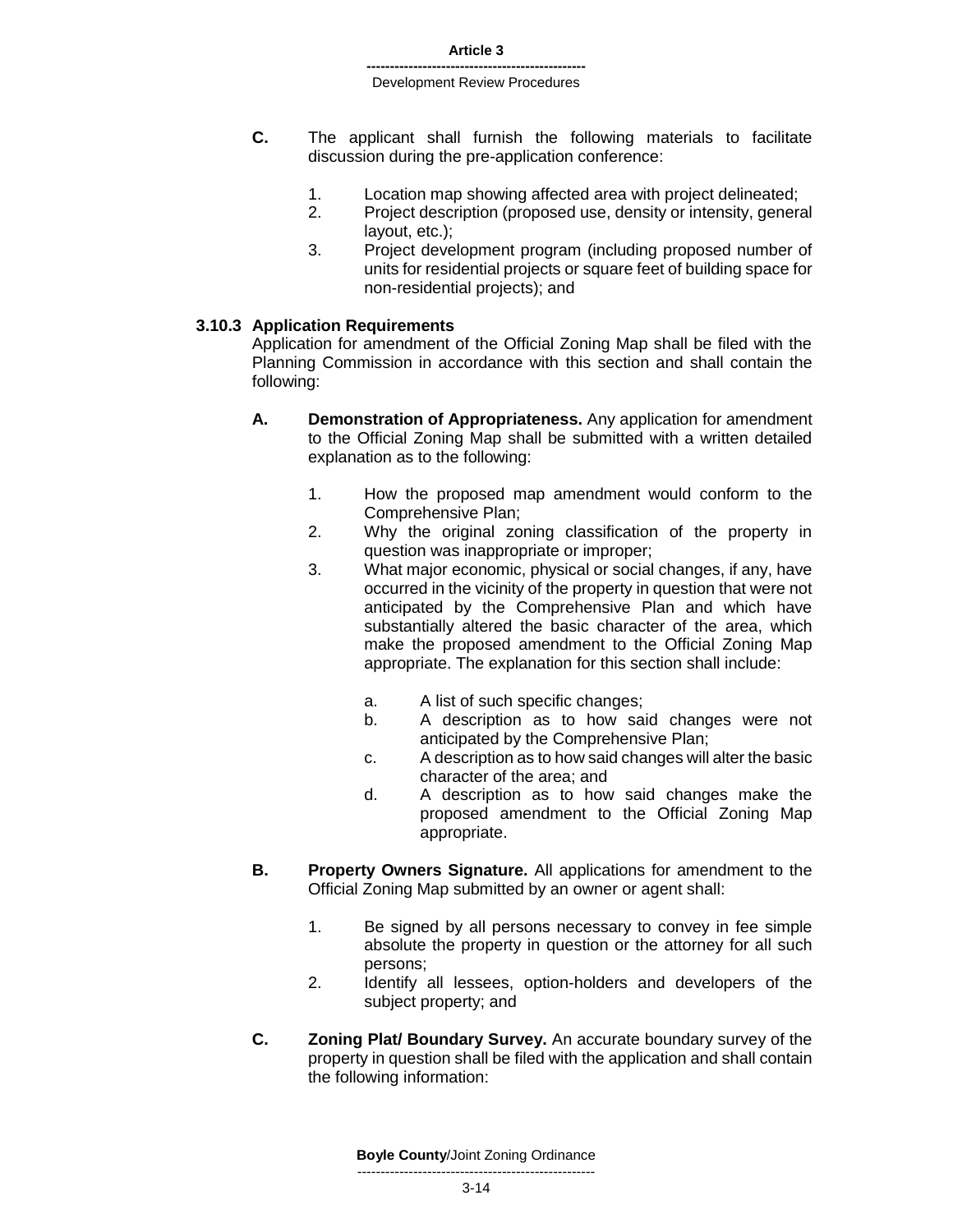**C.** The applicant shall furnish the following materials to facilitate discussion during the pre-application conference:

1. Location map showing affected area with project delineated;
2. Project description (proposed use, density or intensity, general layout, etc.);
3. Project development program (including proposed number of units for residential projects or square feet of building space for non-residential projects); and

### 3.10.3 Application Requirements

Application for amendment of the Official Zoning Map shall be filed with the Planning Commission in accordance with this section and shall contain the following:

**A. Demonstration of Appropriateness.** Any application for amendment to the Official Zoning Map shall be submitted with a written detailed explanation as to the following:

1. How the proposed map amendment would conform to the Comprehensive Plan;
2. Why the original zoning classification of the property in question was inappropriate or improper;
3. What major economic, physical or social changes, if any, have occurred in the vicinity of the property in question that were not anticipated by the Comprehensive Plan and which have substantially altered the basic character of the area, which make the proposed amendment to the Official Zoning Map appropriate. The explanation for this section shall include:

    a. A list of such specific changes;
    b. A description as to how said changes were not anticipated by the Comprehensive Plan;
    c. A description as to how said changes will alter the basic character of the area; and
    d. A description as to how said changes make the proposed amendment to the Official Zoning Map appropriate.

**B. Property Owners Signature.** All applications for amendment to the Official Zoning Map submitted by an owner or agent shall:

1. Be signed by all persons necessary to convey in fee simple absolute the property in question or the attorney for all such persons;
2. Identify all lessees, option-holders and developers of the subject property; and

**C. Zoning Plat/ Boundary Survey.** An accurate boundary survey of the property in question shall be filed with the application and shall contain the following information: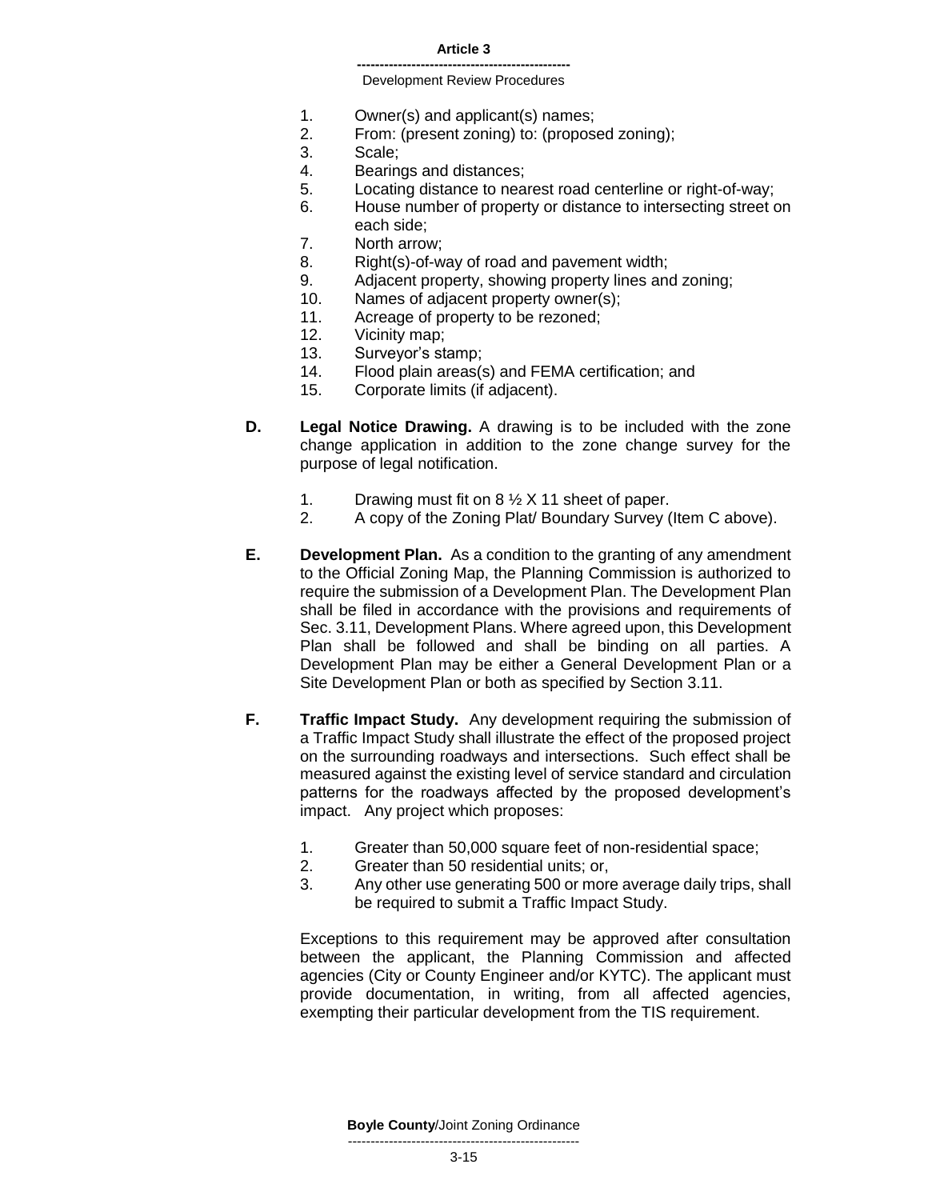1. Owner(s) and applicant(s) names;
2. From: (present zoning) to: (proposed zoning);
3. Scale;
4. Bearings and distances;
5. Locating distance to nearest road centerline or right-of-way;
6. House number of property or distance to intersecting street on each side;
7. North arrow;
8. Right(s)-of-way of road and pavement width;
9. Adjacent property, showing property lines and zoning;
10. Names of adjacent property owner(s);
11. Acreage of property to be rezoned;
12. Vicinity map;
13. Surveyor's stamp;
14. Flood plain areas(s) and FEMA certification; and
15. Corporate limits (if adjacent).

**D. Legal Notice Drawing.** A drawing is to be included with the zone change application in addition to the zone change survey for the purpose of legal notification.

1. Drawing must fit on 8 ½ X 11 sheet of paper.
2. A copy of the Zoning Plat/ Boundary Survey (Item C above).

**E. Development Plan.** As a condition to the granting of any amendment to the Official Zoning Map, the Planning Commission is authorized to require the submission of a Development Plan. The Development Plan shall be filed in accordance with the provisions and requirements of Sec. 3.11, Development Plans. Where agreed upon, this Development Plan shall be followed and shall be binding on all parties. A Development Plan may be either a General Development Plan or a Site Development Plan or both as specified by Section 3.11.

**F. Traffic Impact Study.** Any development requiring the submission of a Traffic Impact Study shall illustrate the effect of the proposed project on the surrounding roadways and intersections. Such effect shall be measured against the existing level of service standard and circulation patterns for the roadways affected by the proposed development's impact. Any project which proposes:

1. Greater than 50,000 square feet of non-residential space;
2. Greater than 50 residential units; or,
3. Any other use generating 500 or more average daily trips, shall be required to submit a Traffic Impact Study.

Exceptions to this requirement may be approved after consultation between the applicant, the Planning Commission and affected agencies (City or County Engineer and/or KYTC). The applicant must provide documentation, in writing, from all affected agencies, exempting their particular development from the TIS requirement.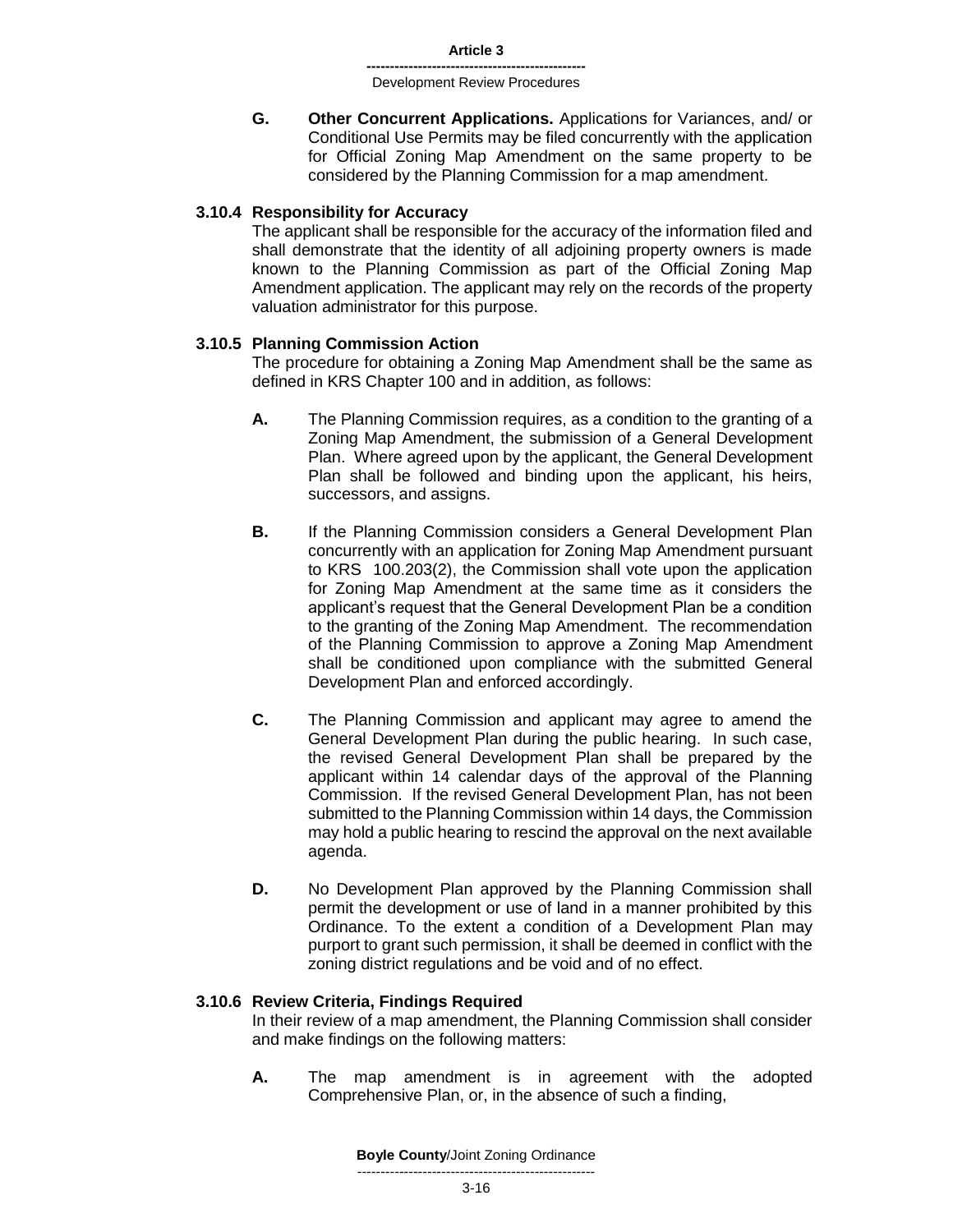**G. Other Concurrent Applications.** Applications for Variances, and/ or Conditional Use Permits may be filed concurrently with the application for Official Zoning Map Amendment on the same property to be considered by the Planning Commission for a map amendment.

### 3.10.4 Responsibility for Accuracy

The applicant shall be responsible for the accuracy of the information filed and shall demonstrate that the identity of all adjoining property owners is made known to the Planning Commission as part of the Official Zoning Map Amendment application. The applicant may rely on the records of the property valuation administrator for this purpose.

### 3.10.5 Planning Commission Action

The procedure for obtaining a Zoning Map Amendment shall be the same as defined in KRS Chapter 100 and in addition, as follows:

**A.** The Planning Commission requires, as a condition to the granting of a Zoning Map Amendment, the submission of a General Development Plan. Where agreed upon by the applicant, the General Development Plan shall be followed and binding upon the applicant, his heirs, successors, and assigns.

**B.** If the Planning Commission considers a General Development Plan concurrently with an application for Zoning Map Amendment pursuant to KRS 100.203(2), the Commission shall vote upon the application for Zoning Map Amendment at the same time as it considers the applicant's request that the General Development Plan be a condition to the granting of the Zoning Map Amendment. The recommendation of the Planning Commission to approve a Zoning Map Amendment shall be conditioned upon compliance with the submitted General Development Plan and enforced accordingly.

**C.** The Planning Commission and applicant may agree to amend the General Development Plan during the public hearing. In such case, the revised General Development Plan shall be prepared by the applicant within 14 calendar days of the approval of the Planning Commission. If the revised General Development Plan, has not been submitted to the Planning Commission within 14 days, the Commission may hold a public hearing to rescind the approval on the next available agenda.

**D.** No Development Plan approved by the Planning Commission shall permit the development or use of land in a manner prohibited by this Ordinance. To the extent a condition of a Development Plan may purport to grant such permission, it shall be deemed in conflict with the zoning district regulations and be void and of no effect.

### 3.10.6 Review Criteria, Findings Required

In their review of a map amendment, the Planning Commission shall consider and make findings on the following matters:

**A.** The map amendment is in agreement with the adopted Comprehensive Plan, or, in the absence of such a finding,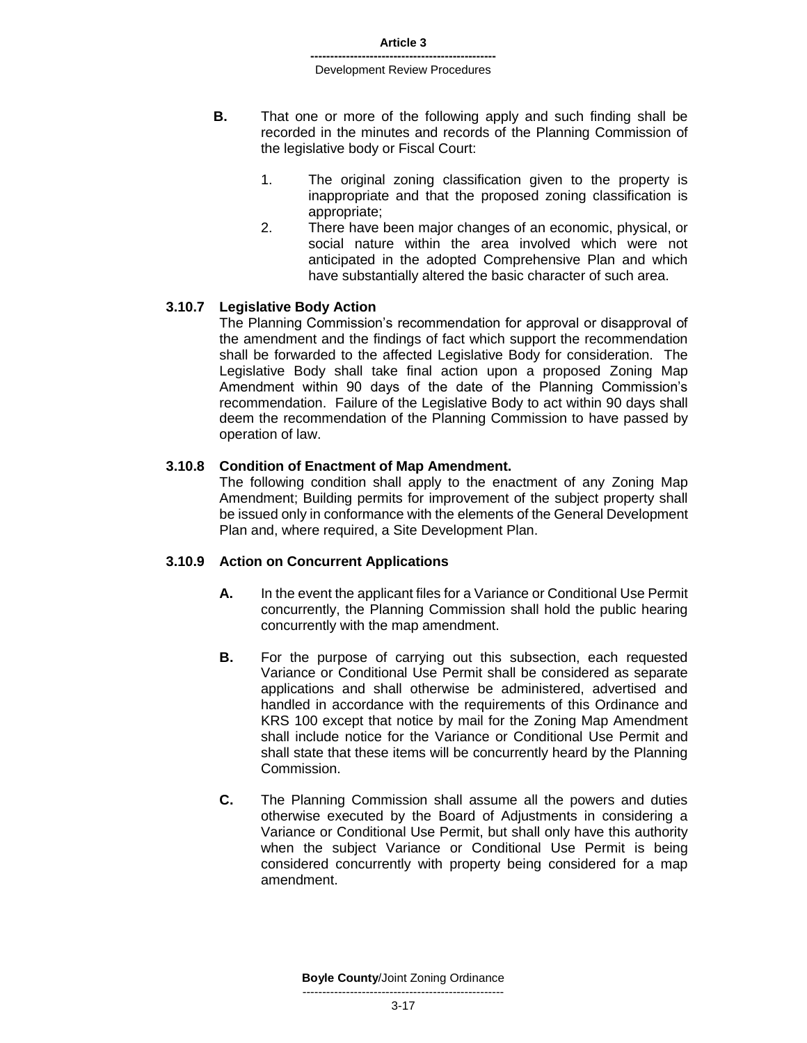**B.** That one or more of the following apply and such finding shall be recorded in the minutes and records of the Planning Commission of the legislative body or Fiscal Court:

1. The original zoning classification given to the property is inappropriate and that the proposed zoning classification is appropriate;
2. There have been major changes of an economic, physical, or social nature within the area involved which were not anticipated in the adopted Comprehensive Plan and which have substantially altered the basic character of such area.

### 3.10.7 Legislative Body Action

The Planning Commission's recommendation for approval or disapproval of the amendment and the findings of fact which support the recommendation shall be forwarded to the affected Legislative Body for consideration. The Legislative Body shall take final action upon a proposed Zoning Map Amendment within 90 days of the date of the Planning Commission's recommendation. Failure of the Legislative Body to act within 90 days shall deem the recommendation of the Planning Commission to have passed by operation of law.

### 3.10.8 Condition of Enactment of Map Amendment.

The following condition shall apply to the enactment of any Zoning Map Amendment; Building permits for improvement of the subject property shall be issued only in conformance with the elements of the General Development Plan and, where required, a Site Development Plan.

### 3.10.9 Action on Concurrent Applications

**A.** In the event the applicant files for a Variance or Conditional Use Permit concurrently, the Planning Commission shall hold the public hearing concurrently with the map amendment.

**B.** For the purpose of carrying out this subsection, each requested Variance or Conditional Use Permit shall be considered as separate applications and shall otherwise be administered, advertised and handled in accordance with the requirements of this Ordinance and KRS 100 except that notice by mail for the Zoning Map Amendment shall include notice for the Variance or Conditional Use Permit and shall state that these items will be concurrently heard by the Planning Commission.

**C.** The Planning Commission shall assume all the powers and duties otherwise executed by the Board of Adjustments in considering a Variance or Conditional Use Permit, but shall only have this authority when the subject Variance or Conditional Use Permit is being considered concurrently with property being considered for a map amendment.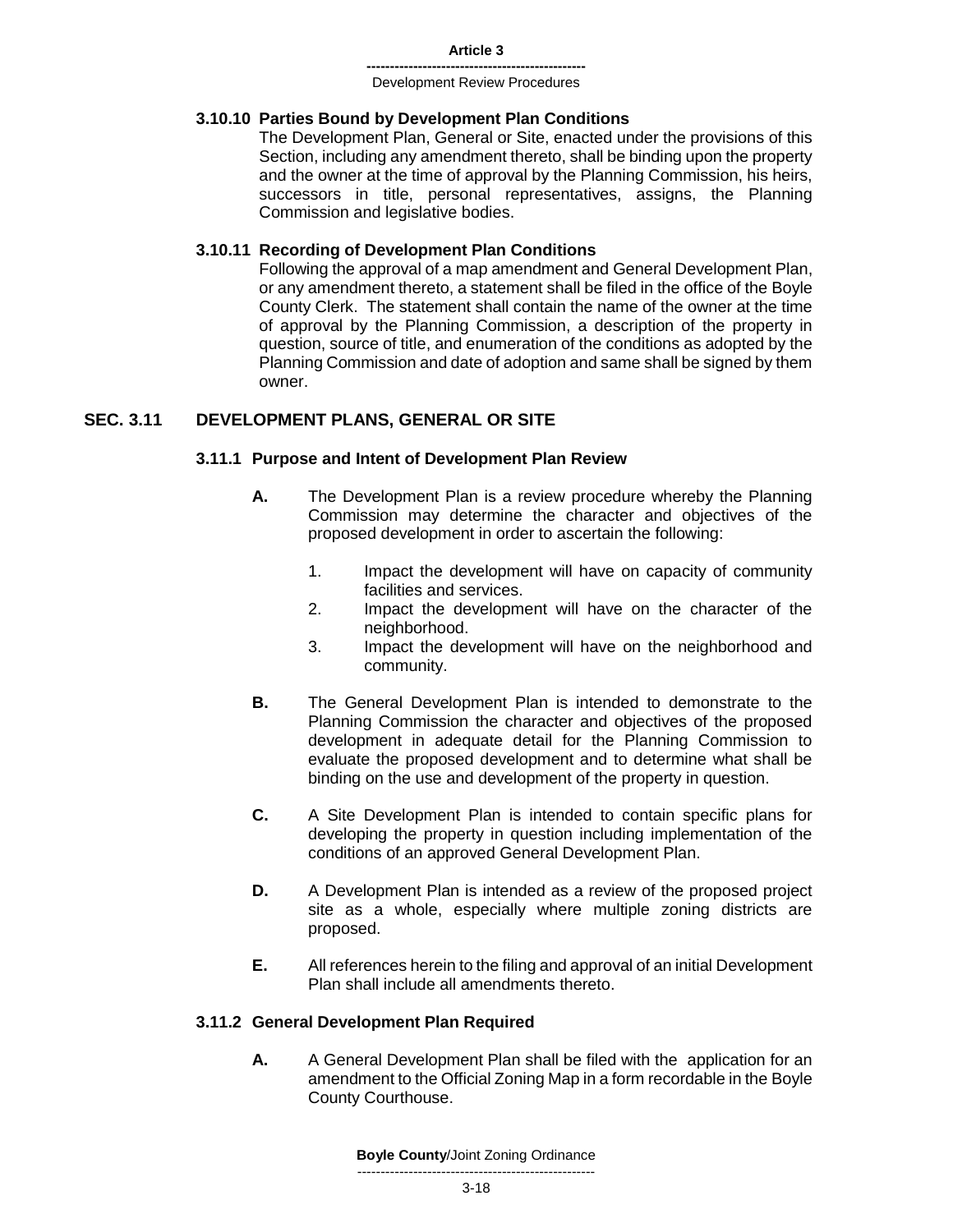### 3.10.10 Parties Bound by Development Plan Conditions

The Development Plan, General or Site, enacted under the provisions of this Section, including any amendment thereto, shall be binding upon the property and the owner at the time of approval by the Planning Commission, his heirs, successors in title, personal representatives, assigns, the Planning Commission and legislative bodies.

### 3.10.11 Recording of Development Plan Conditions

Following the approval of a map amendment and General Development Plan, or any amendment thereto, a statement shall be filed in the office of the Boyle County Clerk. The statement shall contain the name of the owner at the time of approval by the Planning Commission, a description of the property in question, source of title, and enumeration of the conditions as adopted by the Planning Commission and date of adoption and same shall be signed by them owner.

## SEC. 3.11 DEVELOPMENT PLANS, GENERAL OR SITE

### 3.11.1 Purpose and Intent of Development Plan Review

**A.** The Development Plan is a review procedure whereby the Planning Commission may determine the character and objectives of the proposed development in order to ascertain the following:

1. Impact the development will have on capacity of community facilities and services.
2. Impact the development will have on the character of the neighborhood.
3. Impact the development will have on the neighborhood and community.

**B.** The General Development Plan is intended to demonstrate to the Planning Commission the character and objectives of the proposed development in adequate detail for the Planning Commission to evaluate the proposed development and to determine what shall be binding on the use and development of the property in question.

**C.** A Site Development Plan is intended to contain specific plans for developing the property in question including implementation of the conditions of an approved General Development Plan.

**D.** A Development Plan is intended as a review of the proposed project site as a whole, especially where multiple zoning districts are proposed.

**E.** All references herein to the filing and approval of an initial Development Plan shall include all amendments thereto.

### 3.11.2 General Development Plan Required

**A.** A General Development Plan shall be filed with the application for an amendment to the Official Zoning Map in a form recordable in the Boyle County Courthouse.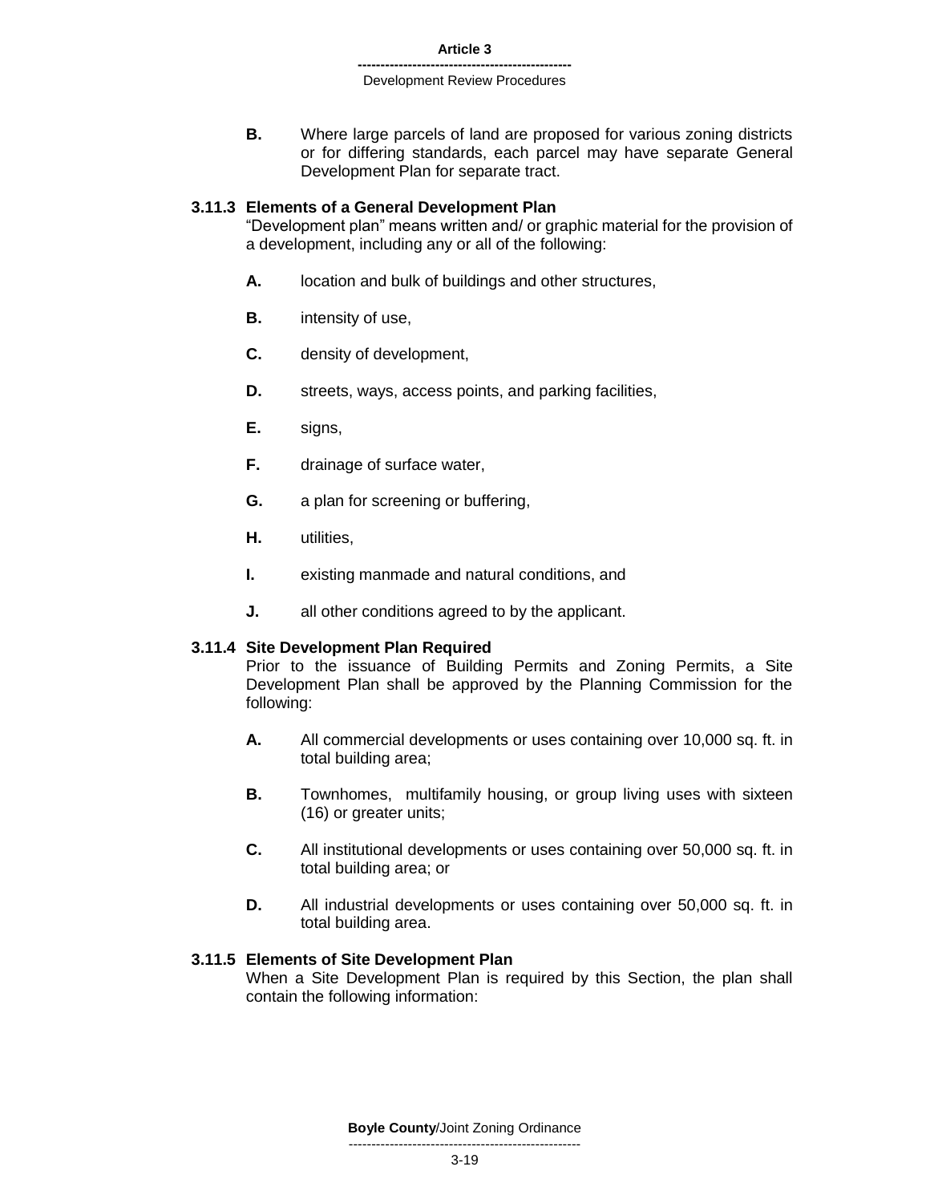**B.** Where large parcels of land are proposed for various zoning districts or for differing standards, each parcel may have separate General Development Plan for separate tract.

### 3.11.3 Elements of a General Development Plan

"Development plan" means written and/ or graphic material for the provision of a development, including any or all of the following:

**A.** location and bulk of buildings and other structures,

**B.** intensity of use,

**C.** density of development,

**D.** streets, ways, access points, and parking facilities,

**E.** signs,

**F.** drainage of surface water,

**G.** a plan for screening or buffering,

**H.** utilities,

**I.** existing manmade and natural conditions, and

**J.** all other conditions agreed to by the applicant.

### 3.11.4 Site Development Plan Required

Prior to the issuance of Building Permits and Zoning Permits, a Site Development Plan shall be approved by the Planning Commission for the following:

**A.** All commercial developments or uses containing over 10,000 sq. ft. in total building area;

**B.** Townhomes, multifamily housing, or group living uses with sixteen (16) or greater units;

**C.** All institutional developments or uses containing over 50,000 sq. ft. in total building area; or

**D.** All industrial developments or uses containing over 50,000 sq. ft. in total building area.

### 3.11.5 Elements of Site Development Plan

When a Site Development Plan is required by this Section, the plan shall contain the following information: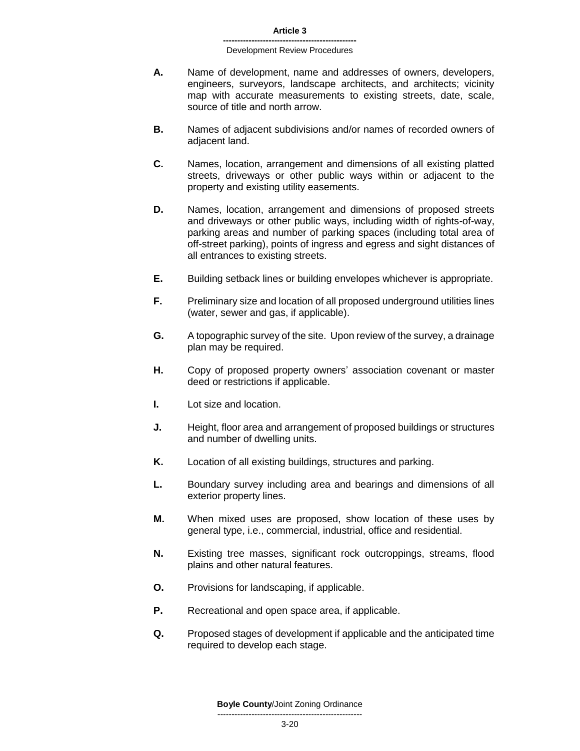**A.** Name of development, name and addresses of owners, developers, engineers, surveyors, landscape architects, and architects; vicinity map with accurate measurements to existing streets, date, scale, source of title and north arrow.

**B.** Names of adjacent subdivisions and/or names of recorded owners of adjacent land.

**C.** Names, location, arrangement and dimensions of all existing platted streets, driveways or other public ways within or adjacent to the property and existing utility easements.

**D.** Names, location, arrangement and dimensions of proposed streets and driveways or other public ways, including width of rights-of-way, parking areas and number of parking spaces (including total area of off-street parking), points of ingress and egress and sight distances of all entrances to existing streets.

**E.** Building setback lines or building envelopes whichever is appropriate.

**F.** Preliminary size and location of all proposed underground utilities lines (water, sewer and gas, if applicable).

**G.** A topographic survey of the site. Upon review of the survey, a drainage plan may be required.

**H.** Copy of proposed property owners' association covenant or master deed or restrictions if applicable.

**I.** Lot size and location.

**J.** Height, floor area and arrangement of proposed buildings or structures and number of dwelling units.

**K.** Location of all existing buildings, structures and parking.

**L.** Boundary survey including area and bearings and dimensions of all exterior property lines.

**M.** When mixed uses are proposed, show location of these uses by general type, i.e., commercial, industrial, office and residential.

**N.** Existing tree masses, significant rock outcroppings, streams, flood plains and other natural features.

**O.** Provisions for landscaping, if applicable.

**P.** Recreational and open space area, if applicable.

**Q.** Proposed stages of development if applicable and the anticipated time required to develop each stage.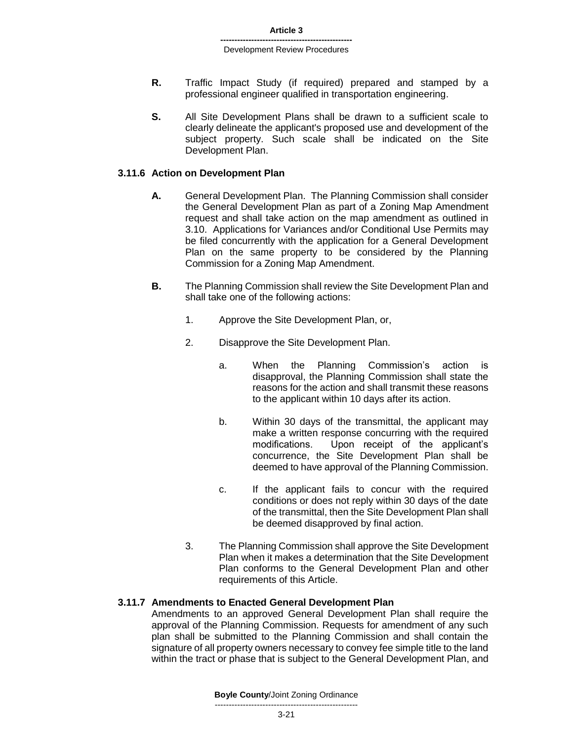**R.** Traffic Impact Study (if required) prepared and stamped by a professional engineer qualified in transportation engineering.

**S.** All Site Development Plans shall be drawn to a sufficient scale to clearly delineate the applicant's proposed use and development of the subject property. Such scale shall be indicated on the Site Development Plan.

### 3.11.6 Action on Development Plan

**A.** General Development Plan. The Planning Commission shall consider the General Development Plan as part of a Zoning Map Amendment request and shall take action on the map amendment as outlined in 3.10. Applications for Variances and/or Conditional Use Permits may be filed concurrently with the application for a General Development Plan on the same property to be considered by the Planning Commission for a Zoning Map Amendment.

**B.** The Planning Commission shall review the Site Development Plan and shall take one of the following actions:

1. Approve the Site Development Plan, or,

2. Disapprove the Site Development Plan.

   a. When the Planning Commission's action is disapproval, the Planning Commission shall state the reasons for the action and shall transmit these reasons to the applicant within 10 days after its action.

   b. Within 30 days of the transmittal, the applicant may make a written response concurring with the required modifications. Upon receipt of the applicant's concurrence, the Site Development Plan shall be deemed to have approval of the Planning Commission.

   c. If the applicant fails to concur with the required conditions or does not reply within 30 days of the date of the transmittal, then the Site Development Plan shall be deemed disapproved by final action.

3. The Planning Commission shall approve the Site Development Plan when it makes a determination that the Site Development Plan conforms to the General Development Plan and other requirements of this Article.

### 3.11.7 Amendments to Enacted General Development Plan

Amendments to an approved General Development Plan shall require the approval of the Planning Commission. Requests for amendment of any such plan shall be submitted to the Planning Commission and shall contain the signature of all property owners necessary to convey fee simple title to the land within the tract or phase that is subject to the General Development Plan, and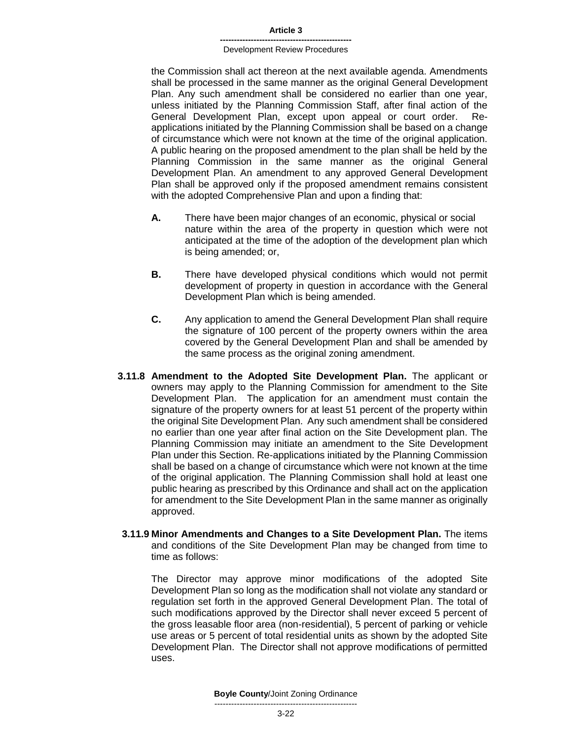the Commission shall act thereon at the next available agenda. Amendments shall be processed in the same manner as the original General Development Plan. Any such amendment shall be considered no earlier than one year, unless initiated by the Planning Commission Staff, after final action of the General Development Plan, except upon appeal or court order. Re-applications initiated by the Planning Commission shall be based on a change of circumstance which were not known at the time of the original application. A public hearing on the proposed amendment to the plan shall be held by the Planning Commission in the same manner as the original General Development Plan. An amendment to any approved General Development Plan shall be approved only if the proposed amendment remains consistent with the adopted Comprehensive Plan and upon a finding that:

**A.** There have been major changes of an economic, physical or social nature within the area of the property in question which were not anticipated at the time of the adoption of the development plan which is being amended; or,

**B.** There have developed physical conditions which would not permit development of property in question in accordance with the General Development Plan which is being amended.

**C.** Any application to amend the General Development Plan shall require the signature of 100 percent of the property owners within the area covered by the General Development Plan and shall be amended by the same process as the original zoning amendment.

**3.11.8 Amendment to the Adopted Site Development Plan.** The applicant or owners may apply to the Planning Commission for amendment to the Site Development Plan. The application for an amendment must contain the signature of the property owners for at least 51 percent of the property within the original Site Development Plan. Any such amendment shall be considered no earlier than one year after final action on the Site Development plan. The Planning Commission may initiate an amendment to the Site Development Plan under this Section. Re-applications initiated by the Planning Commission shall be based on a change of circumstance which were not known at the time of the original application. The Planning Commission shall hold at least one public hearing as prescribed by this Ordinance and shall act on the application for amendment to the Site Development Plan in the same manner as originally approved.

**3.11.9 Minor Amendments and Changes to a Site Development Plan.** The items and conditions of the Site Development Plan may be changed from time to time as follows:

The Director may approve minor modifications of the adopted Site Development Plan so long as the modification shall not violate any standard or regulation set forth in the approved General Development Plan. The total of such modifications approved by the Director shall never exceed 5 percent of the gross leasable floor area (non-residential), 5 percent of parking or vehicle use areas or 5 percent of total residential units as shown by the adopted Site Development Plan. The Director shall not approve modifications of permitted uses.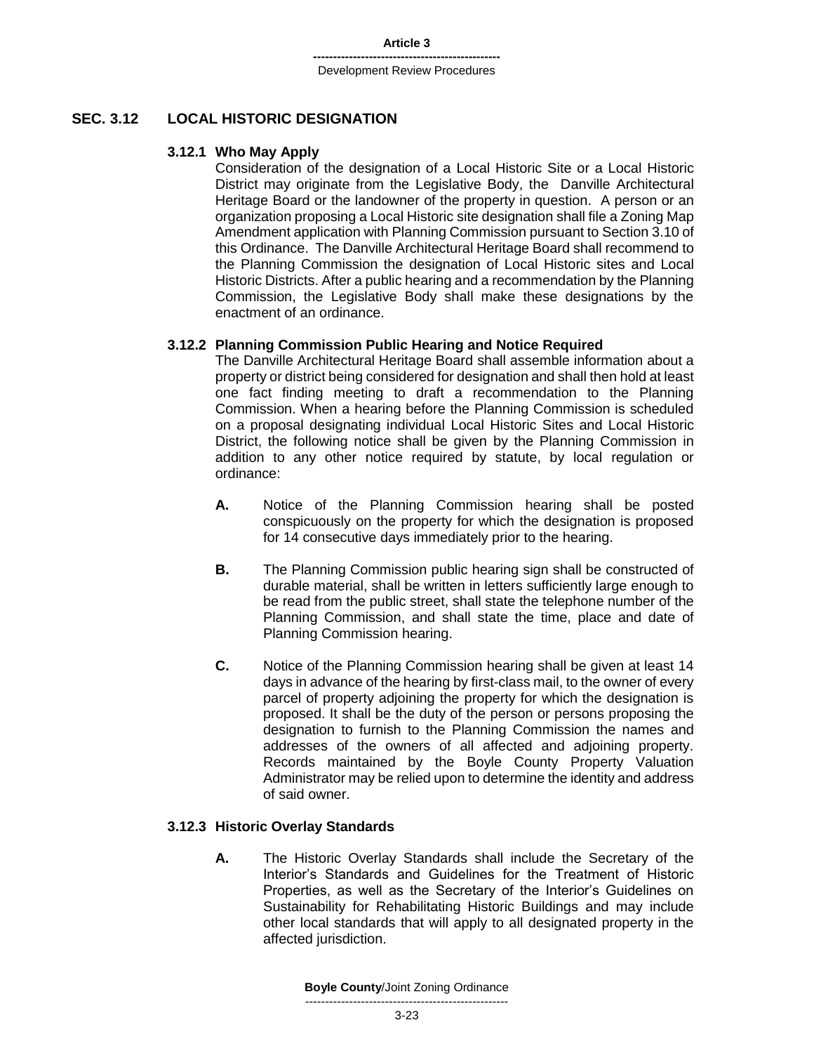## SEC. 3.12 LOCAL HISTORIC DESIGNATION

### 3.12.1 Who May Apply

Consideration of the designation of a Local Historic Site or a Local Historic District may originate from the Legislative Body, the Danville Architectural Heritage Board or the landowner of the property in question. A person or an organization proposing a Local Historic site designation shall file a Zoning Map Amendment application with Planning Commission pursuant to Section 3.10 of this Ordinance. The Danville Architectural Heritage Board shall recommend to the Planning Commission the designation of Local Historic sites and Local Historic Districts. After a public hearing and a recommendation by the Planning Commission, the Legislative Body shall make these designations by the enactment of an ordinance.

### 3.12.2 Planning Commission Public Hearing and Notice Required

The Danville Architectural Heritage Board shall assemble information about a property or district being considered for designation and shall then hold at least one fact finding meeting to draft a recommendation to the Planning Commission. When a hearing before the Planning Commission is scheduled on a proposal designating individual Local Historic Sites and Local Historic District, the following notice shall be given by the Planning Commission in addition to any other notice required by statute, by local regulation or ordinance:

**A.** Notice of the Planning Commission hearing shall be posted conspicuously on the property for which the designation is proposed for 14 consecutive days immediately prior to the hearing.

**B.** The Planning Commission public hearing sign shall be constructed of durable material, shall be written in letters sufficiently large enough to be read from the public street, shall state the telephone number of the Planning Commission, and shall state the time, place and date of Planning Commission hearing.

**C.** Notice of the Planning Commission hearing shall be given at least 14 days in advance of the hearing by first-class mail, to the owner of every parcel of property adjoining the property for which the designation is proposed. It shall be the duty of the person or persons proposing the designation to furnish to the Planning Commission the names and addresses of the owners of all affected and adjoining property. Records maintained by the Boyle County Property Valuation Administrator may be relied upon to determine the identity and address of said owner.

### 3.12.3 Historic Overlay Standards

**A.** The Historic Overlay Standards shall include the Secretary of the Interior's Standards and Guidelines for the Treatment of Historic Properties, as well as the Secretary of the Interior's Guidelines on Sustainability for Rehabilitating Historic Buildings and may include other local standards that will apply to all designated property in the affected jurisdiction.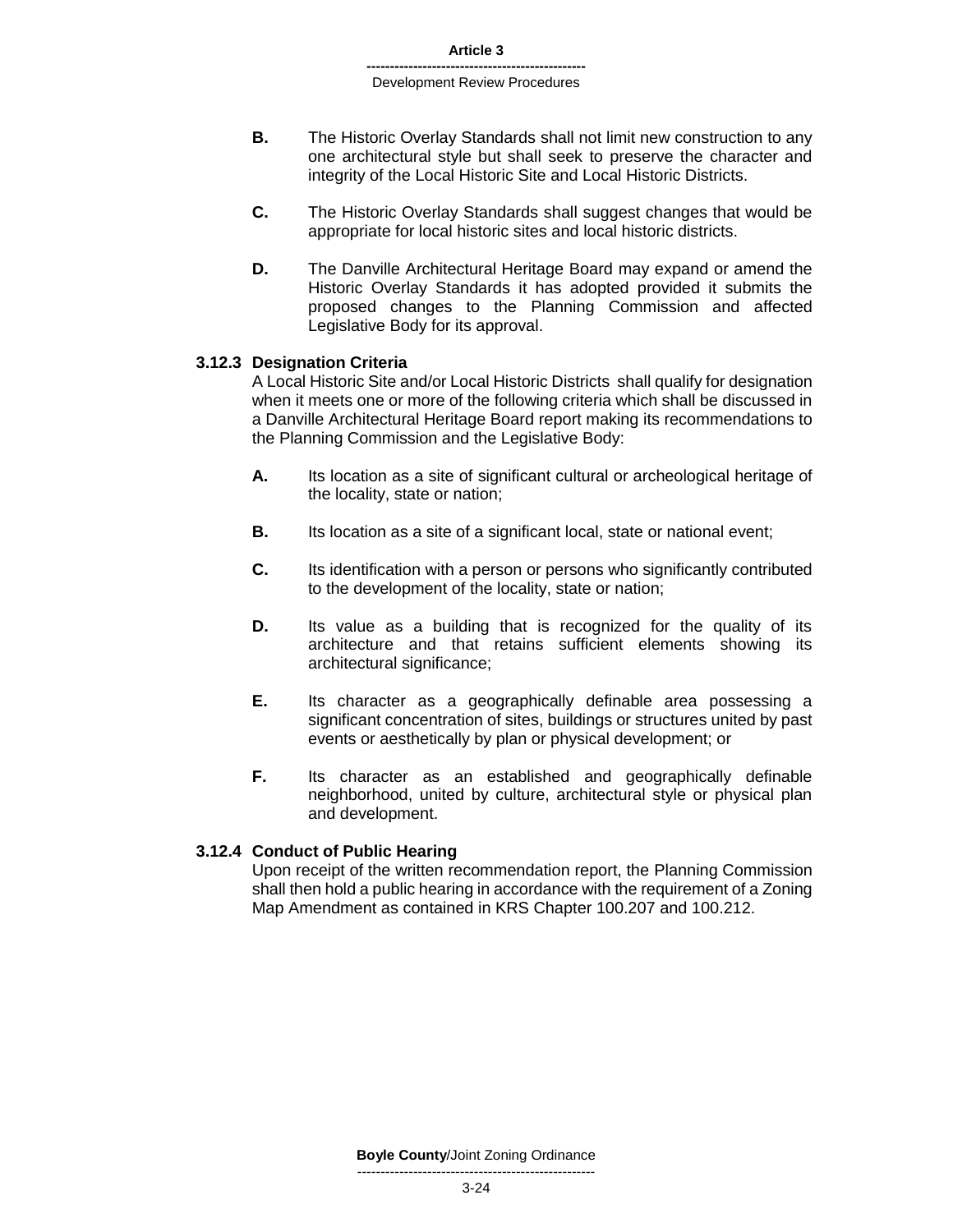**B.** The Historic Overlay Standards shall not limit new construction to any one architectural style but shall seek to preserve the character and integrity of the Local Historic Site and Local Historic Districts.

**C.** The Historic Overlay Standards shall suggest changes that would be appropriate for local historic sites and local historic districts.

**D.** The Danville Architectural Heritage Board may expand or amend the Historic Overlay Standards it has adopted provided it submits the proposed changes to the Planning Commission and affected Legislative Body for its approval.

### 3.12.3 Designation Criteria

A Local Historic Site and/or Local Historic Districts shall qualify for designation when it meets one or more of the following criteria which shall be discussed in a Danville Architectural Heritage Board report making its recommendations to the Planning Commission and the Legislative Body:

**A.** Its location as a site of significant cultural or archeological heritage of the locality, state or nation;

**B.** Its location as a site of a significant local, state or national event;

**C.** Its identification with a person or persons who significantly contributed to the development of the locality, state or nation;

**D.** Its value as a building that is recognized for the quality of its architecture and that retains sufficient elements showing its architectural significance;

**E.** Its character as a geographically definable area possessing a significant concentration of sites, buildings or structures united by past events or aesthetically by plan or physical development; or

**F.** Its character as an established and geographically definable neighborhood, united by culture, architectural style or physical plan and development.

### 3.12.4 Conduct of Public Hearing

Upon receipt of the written recommendation report, the Planning Commission shall then hold a public hearing in accordance with the requirement of a Zoning Map Amendment as contained in KRS Chapter 100.207 and 100.212.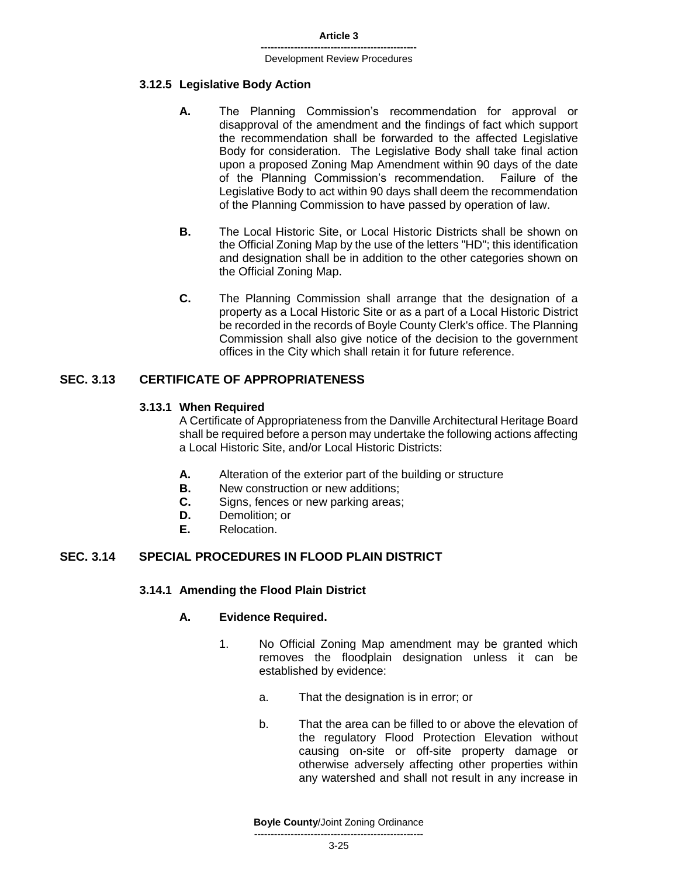### 3.12.5 Legislative Body Action

**A.** The Planning Commission's recommendation for approval or disapproval of the amendment and the findings of fact which support the recommendation shall be forwarded to the affected Legislative Body for consideration. The Legislative Body shall take final action upon a proposed Zoning Map Amendment within 90 days of the date of the Planning Commission's recommendation. Failure of the Legislative Body to act within 90 days shall deem the recommendation of the Planning Commission to have passed by operation of law.

**B.** The Local Historic Site, or Local Historic Districts shall be shown on the Official Zoning Map by the use of the letters "HD"; this identification and designation shall be in addition to the other categories shown on the Official Zoning Map.

**C.** The Planning Commission shall arrange that the designation of a property as a Local Historic Site or as a part of a Local Historic District be recorded in the records of Boyle County Clerk's office. The Planning Commission shall also give notice of the decision to the government offices in the City which shall retain it for future reference.

## SEC. 3.13 CERTIFICATE OF APPROPRIATENESS

### 3.13.1 When Required

A Certificate of Appropriateness from the Danville Architectural Heritage Board shall be required before a person may undertake the following actions affecting a Local Historic Site, and/or Local Historic Districts:

**A.** Alteration of the exterior part of the building or structure
**B.** New construction or new additions;
**C.** Signs, fences or new parking areas;
**D.** Demolition; or
**E.** Relocation.

## SEC. 3.14 SPECIAL PROCEDURES IN FLOOD PLAIN DISTRICT

### 3.14.1 Amending the Flood Plain District

**A. Evidence Required.**

1. No Official Zoning Map amendment may be granted which removes the floodplain designation unless it can be established by evidence:

   a. That the designation is in error; or

   b. That the area can be filled to or above the elevation of the regulatory Flood Protection Elevation without causing on-site or off-site property damage or otherwise adversely affecting other properties within any watershed and shall not result in any increase in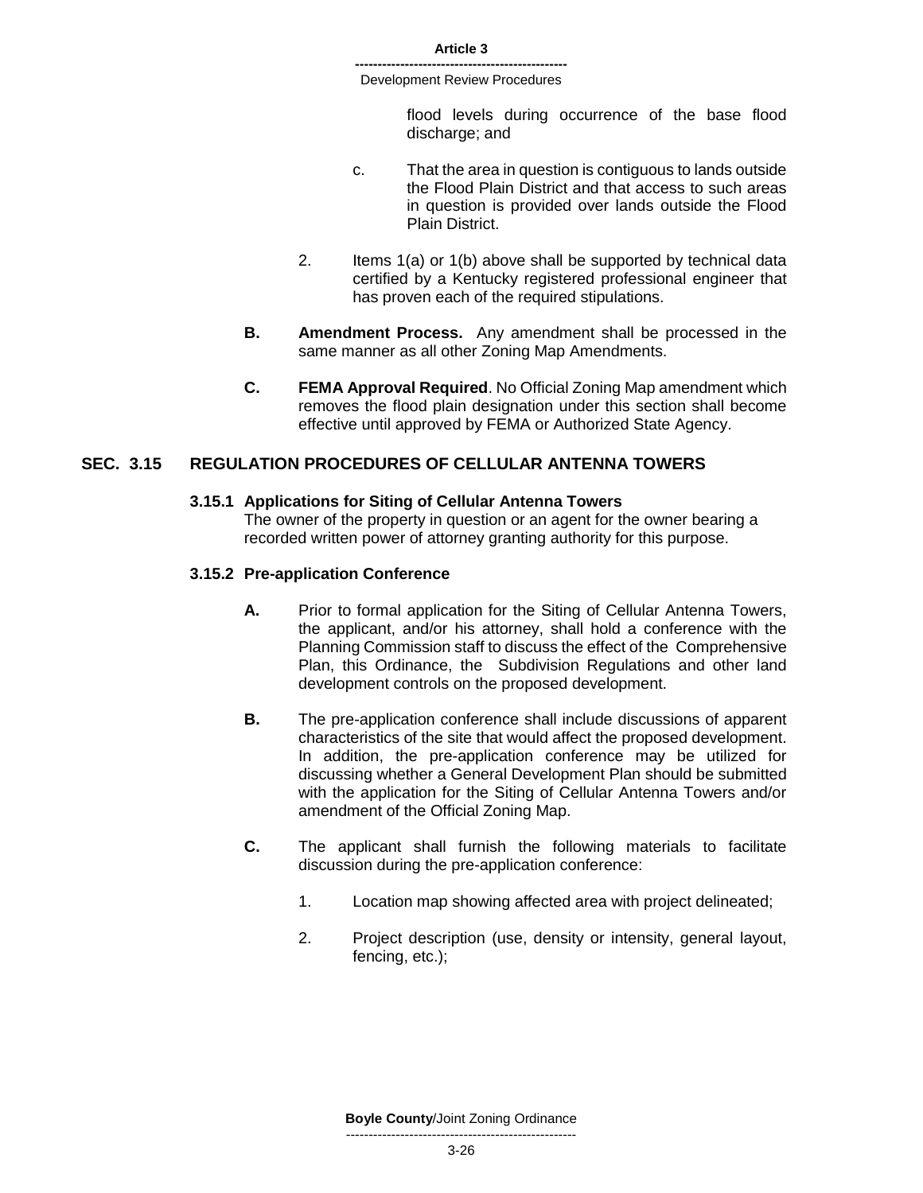flood levels during occurrence of the base flood discharge; and

c. That the area in question is contiguous to lands outside the Flood Plain District and that access to such areas in question is provided over lands outside the Flood Plain District.

2. Items 1(a) or 1(b) above shall be supported by technical data certified by a Kentucky registered professional engineer that has proven each of the required stipulations.

**B. Amendment Process.** Any amendment shall be processed in the same manner as all other Zoning Map Amendments.

**C. FEMA Approval Required**. No Official Zoning Map amendment which removes the flood plain designation under this section shall become effective until approved by FEMA or Authorized State Agency.

## SEC. 3.15 REGULATION PROCEDURES OF CELLULAR ANTENNA TOWERS

### 3.15.1 Applications for Siting of Cellular Antenna Towers

The owner of the property in question or an agent for the owner bearing a recorded written power of attorney granting authority for this purpose.

### 3.15.2 Pre-application Conference

**A.** Prior to formal application for the Siting of Cellular Antenna Towers, the applicant, and/or his attorney, shall hold a conference with the Planning Commission staff to discuss the effect of the Comprehensive Plan, this Ordinance, the Subdivision Regulations and other land development controls on the proposed development.

**B.** The pre-application conference shall include discussions of apparent characteristics of the site that would affect the proposed development. In addition, the pre-application conference may be utilized for discussing whether a General Development Plan should be submitted with the application for the Siting of Cellular Antenna Towers and/or amendment of the Official Zoning Map.

**C.** The applicant shall furnish the following materials to facilitate discussion during the pre-application conference:

1. Location map showing affected area with project delineated;

2. Project description (use, density or intensity, general layout, fencing, etc.);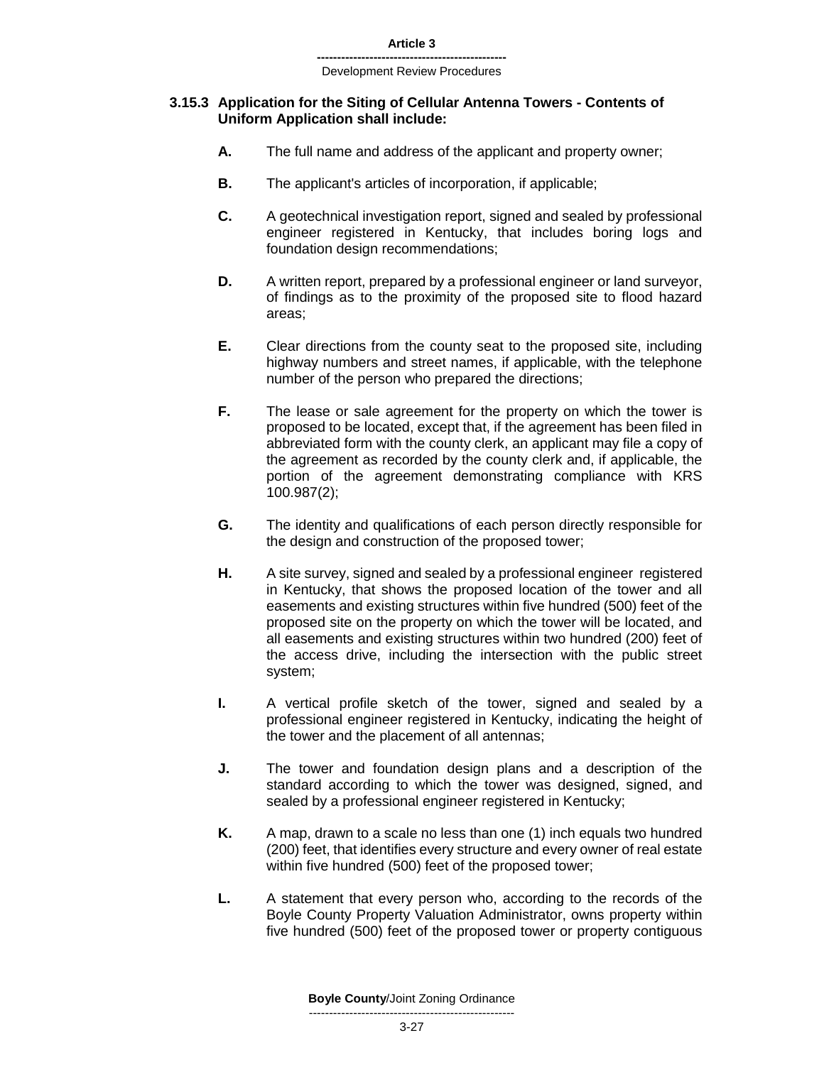### 3.15.3 Application for the Siting of Cellular Antenna Towers - Contents of Uniform Application shall include:

**A.** The full name and address of the applicant and property owner;

**B.** The applicant's articles of incorporation, if applicable;

**C.** A geotechnical investigation report, signed and sealed by professional engineer registered in Kentucky, that includes boring logs and foundation design recommendations;

**D.** A written report, prepared by a professional engineer or land surveyor, of findings as to the proximity of the proposed site to flood hazard areas;

**E.** Clear directions from the county seat to the proposed site, including highway numbers and street names, if applicable, with the telephone number of the person who prepared the directions;

**F.** The lease or sale agreement for the property on which the tower is proposed to be located, except that, if the agreement has been filed in abbreviated form with the county clerk, an applicant may file a copy of the agreement as recorded by the county clerk and, if applicable, the portion of the agreement demonstrating compliance with KRS 100.987(2);

**G.** The identity and qualifications of each person directly responsible for the design and construction of the proposed tower;

**H.** A site survey, signed and sealed by a professional engineer registered in Kentucky, that shows the proposed location of the tower and all easements and existing structures within five hundred (500) feet of the proposed site on the property on which the tower will be located, and all easements and existing structures within two hundred (200) feet of the access drive, including the intersection with the public street system;

**I.** A vertical profile sketch of the tower, signed and sealed by a professional engineer registered in Kentucky, indicating the height of the tower and the placement of all antennas;

**J.** The tower and foundation design plans and a description of the standard according to which the tower was designed, signed, and sealed by a professional engineer registered in Kentucky;

**K.** A map, drawn to a scale no less than one (1) inch equals two hundred (200) feet, that identifies every structure and every owner of real estate within five hundred (500) feet of the proposed tower;

**L.** A statement that every person who, according to the records of the Boyle County Property Valuation Administrator, owns property within five hundred (500) feet of the proposed tower or property contiguous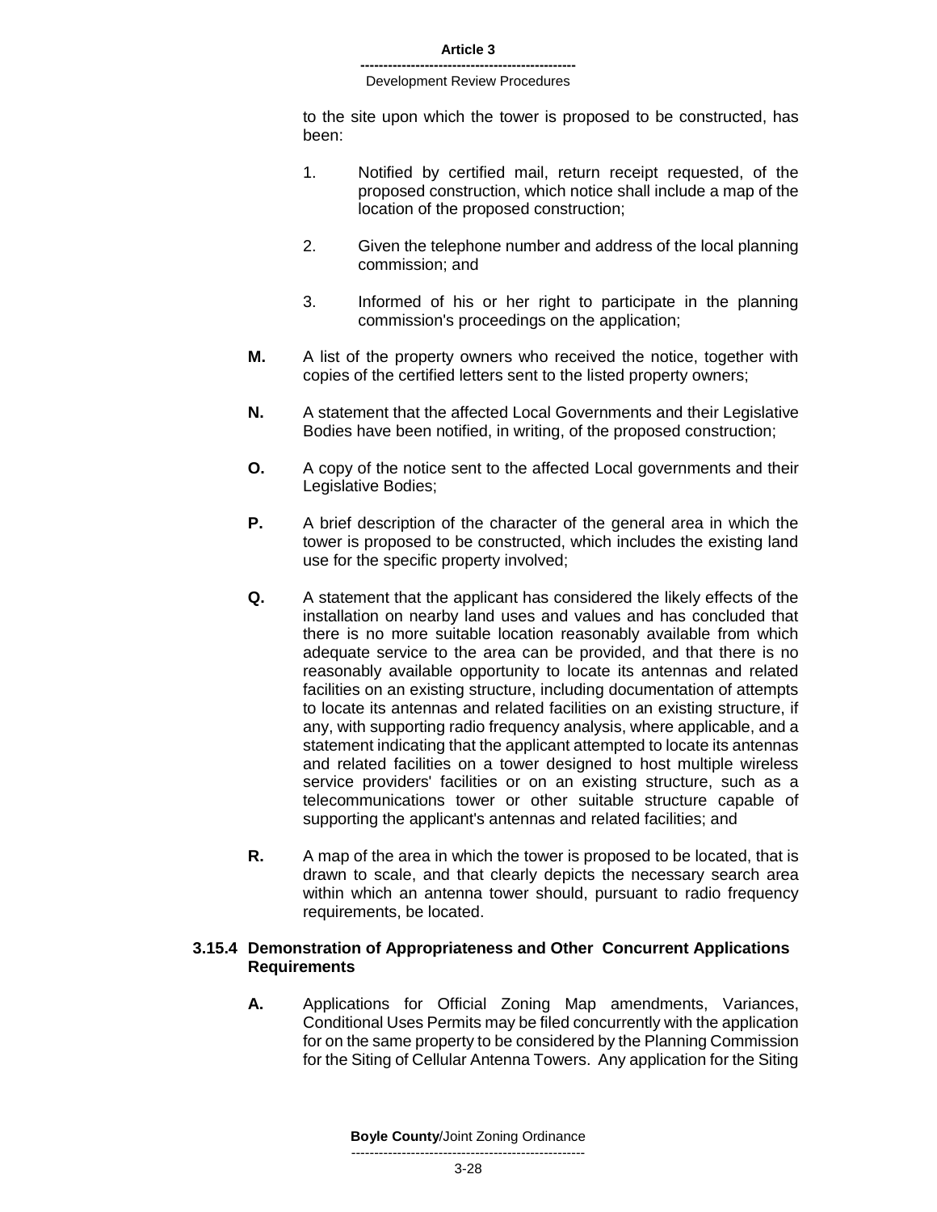to the site upon which the tower is proposed to be constructed, has been:

1. Notified by certified mail, return receipt requested, of the proposed construction, which notice shall include a map of the location of the proposed construction;

2. Given the telephone number and address of the local planning commission; and

3. Informed of his or her right to participate in the planning commission's proceedings on the application;

**M.** A list of the property owners who received the notice, together with copies of the certified letters sent to the listed property owners;

**N.** A statement that the affected Local Governments and their Legislative Bodies have been notified, in writing, of the proposed construction;

**O.** A copy of the notice sent to the affected Local governments and their Legislative Bodies;

**P.** A brief description of the character of the general area in which the tower is proposed to be constructed, which includes the existing land use for the specific property involved;

**Q.** A statement that the applicant has considered the likely effects of the installation on nearby land uses and values and has concluded that there is no more suitable location reasonably available from which adequate service to the area can be provided, and that there is no reasonably available opportunity to locate its antennas and related facilities on an existing structure, including documentation of attempts to locate its antennas and related facilities on an existing structure, if any, with supporting radio frequency analysis, where applicable, and a statement indicating that the applicant attempted to locate its antennas and related facilities on a tower designed to host multiple wireless service providers' facilities or on an existing structure, such as a telecommunications tower or other suitable structure capable of supporting the applicant's antennas and related facilities; and

**R.** A map of the area in which the tower is proposed to be located, that is drawn to scale, and that clearly depicts the necessary search area within which an antenna tower should, pursuant to radio frequency requirements, be located.

### 3.15.4 Demonstration of Appropriateness and Other Concurrent Applications Requirements

**A.** Applications for Official Zoning Map amendments, Variances, Conditional Uses Permits may be filed concurrently with the application for on the same property to be considered by the Planning Commission for the Siting of Cellular Antenna Towers. Any application for the Siting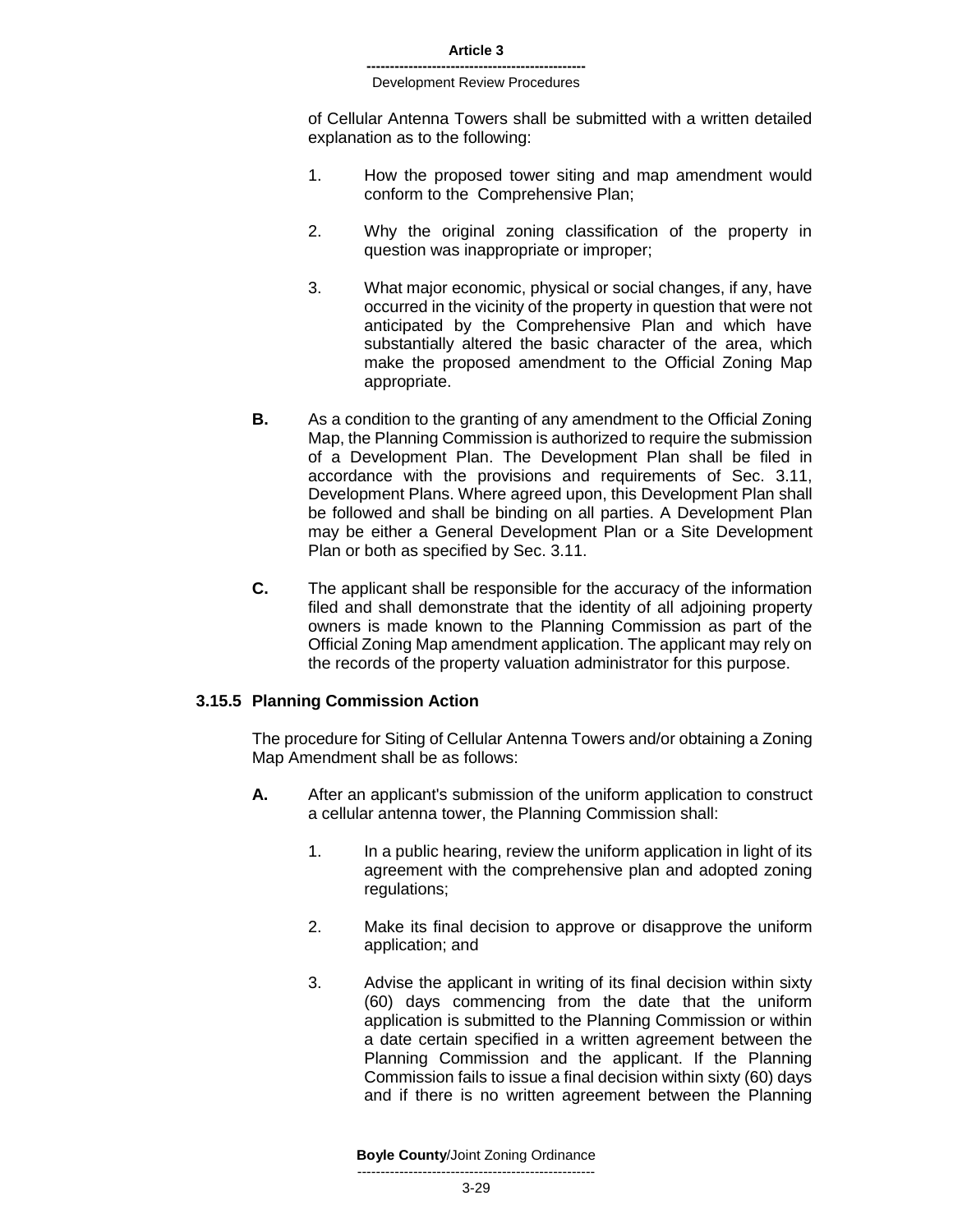of Cellular Antenna Towers shall be submitted with a written detailed explanation as to the following:

1. How the proposed tower siting and map amendment would conform to the Comprehensive Plan;

2. Why the original zoning classification of the property in question was inappropriate or improper;

3. What major economic, physical or social changes, if any, have occurred in the vicinity of the property in question that were not anticipated by the Comprehensive Plan and which have substantially altered the basic character of the area, which make the proposed amendment to the Official Zoning Map appropriate.

**B.** As a condition to the granting of any amendment to the Official Zoning Map, the Planning Commission is authorized to require the submission of a Development Plan. The Development Plan shall be filed in accordance with the provisions and requirements of Sec. 3.11, Development Plans. Where agreed upon, this Development Plan shall be followed and shall be binding on all parties. A Development Plan may be either a General Development Plan or a Site Development Plan or both as specified by Sec. 3.11.

**C.** The applicant shall be responsible for the accuracy of the information filed and shall demonstrate that the identity of all adjoining property owners is made known to the Planning Commission as part of the Official Zoning Map amendment application. The applicant may rely on the records of the property valuation administrator for this purpose.

### 3.15.5 Planning Commission Action

The procedure for Siting of Cellular Antenna Towers and/or obtaining a Zoning Map Amendment shall be as follows:

**A.** After an applicant's submission of the uniform application to construct a cellular antenna tower, the Planning Commission shall:

1. In a public hearing, review the uniform application in light of its agreement with the comprehensive plan and adopted zoning regulations;

2. Make its final decision to approve or disapprove the uniform application; and

3. Advise the applicant in writing of its final decision within sixty (60) days commencing from the date that the uniform application is submitted to the Planning Commission or within a date certain specified in a written agreement between the Planning Commission and the applicant. If the Planning Commission fails to issue a final decision within sixty (60) days and if there is no written agreement between the Planning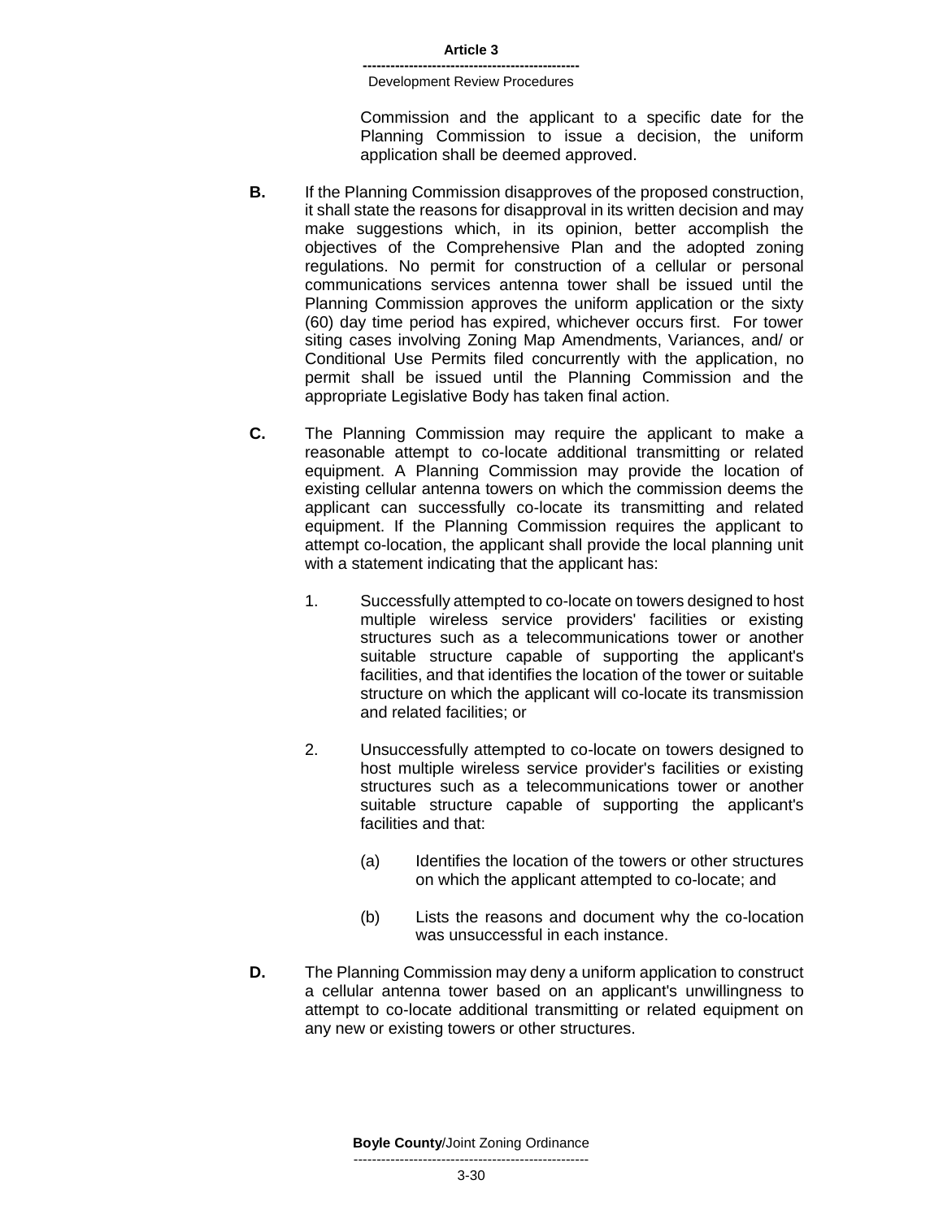Commission and the applicant to a specific date for the Planning Commission to issue a decision, the uniform application shall be deemed approved.

**B.** If the Planning Commission disapproves of the proposed construction, it shall state the reasons for disapproval in its written decision and may make suggestions which, in its opinion, better accomplish the objectives of the Comprehensive Plan and the adopted zoning regulations. No permit for construction of a cellular or personal communications services antenna tower shall be issued until the Planning Commission approves the uniform application or the sixty (60) day time period has expired, whichever occurs first. For tower siting cases involving Zoning Map Amendments, Variances, and/ or Conditional Use Permits filed concurrently with the application, no permit shall be issued until the Planning Commission and the appropriate Legislative Body has taken final action.

**C.** The Planning Commission may require the applicant to make a reasonable attempt to co-locate additional transmitting or related equipment. A Planning Commission may provide the location of existing cellular antenna towers on which the commission deems the applicant can successfully co-locate its transmitting and related equipment. If the Planning Commission requires the applicant to attempt co-location, the applicant shall provide the local planning unit with a statement indicating that the applicant has:

1. Successfully attempted to co-locate on towers designed to host multiple wireless service providers' facilities or existing structures such as a telecommunications tower or another suitable structure capable of supporting the applicant's facilities, and that identifies the location of the tower or suitable structure on which the applicant will co-locate its transmission and related facilities; or

2. Unsuccessfully attempted to co-locate on towers designed to host multiple wireless service provider's facilities or existing structures such as a telecommunications tower or another suitable structure capable of supporting the applicant's facilities and that:

   (a) Identifies the location of the towers or other structures on which the applicant attempted to co-locate; and

   (b) Lists the reasons and document why the co-location was unsuccessful in each instance.

**D.** The Planning Commission may deny a uniform application to construct a cellular antenna tower based on an applicant's unwillingness to attempt to co-locate additional transmitting or related equipment on any new or existing towers or other structures.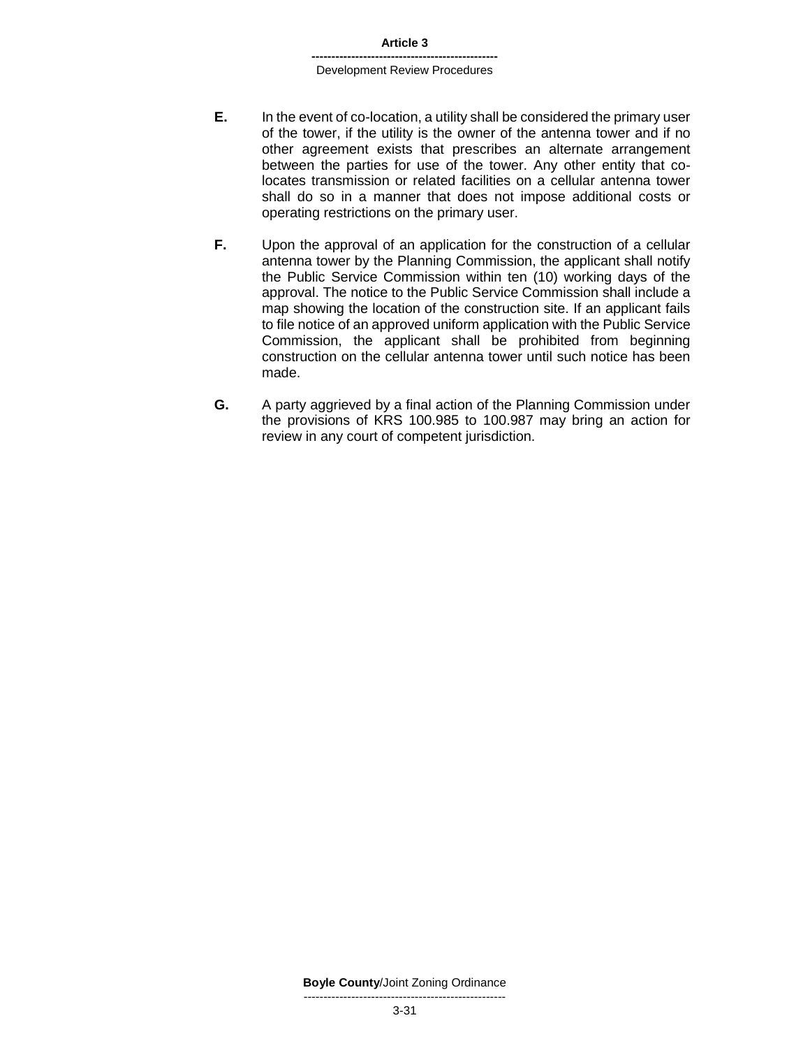**E.** In the event of co-location, a utility shall be considered the primary user of the tower, if the utility is the owner of the antenna tower and if no other agreement exists that prescribes an alternate arrangement between the parties for use of the tower. Any other entity that co-locates transmission or related facilities on a cellular antenna tower shall do so in a manner that does not impose additional costs or operating restrictions on the primary user.

**F.** Upon the approval of an application for the construction of a cellular antenna tower by the Planning Commission, the applicant shall notify the Public Service Commission within ten (10) working days of the approval. The notice to the Public Service Commission shall include a map showing the location of the construction site. If an applicant fails to file notice of an approved uniform application with the Public Service Commission, the applicant shall be prohibited from beginning construction on the cellular antenna tower until such notice has been made.

**G.** A party aggrieved by a final action of the Planning Commission under the provisions of KRS 100.985 to 100.987 may bring an action for review in any court of competent jurisdiction.